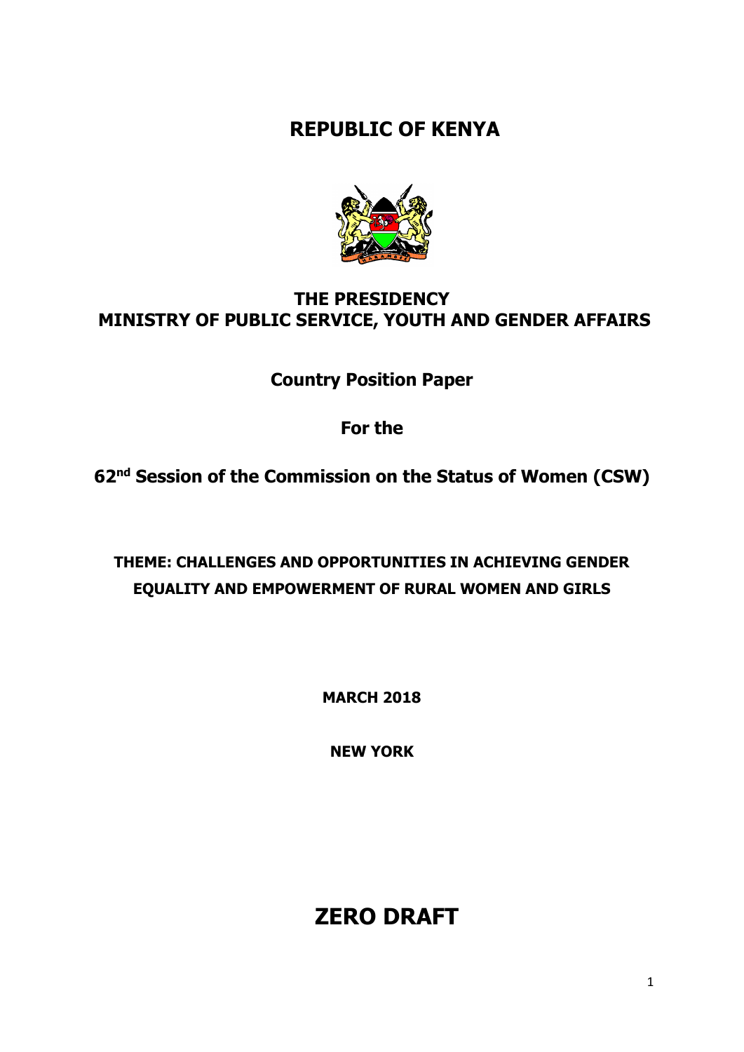# REPUBLIC OF KENYA

## THE PRESIDENCY
## MINISTRY OF PUBLIC SERVICE, YOUTH AND GENDER AFFAIRS

**Country Position Paper**

**For the**

**62nd Session of the Commission on the Status of Women (CSW)**

**THEME: CHALLENGES AND OPPORTUNITIES IN ACHIEVING GENDER EQUALITY AND EMPOWERMENT OF RURAL WOMEN AND GIRLS**

**MARCH 2018**

**NEW YORK**

# ZERO DRAFT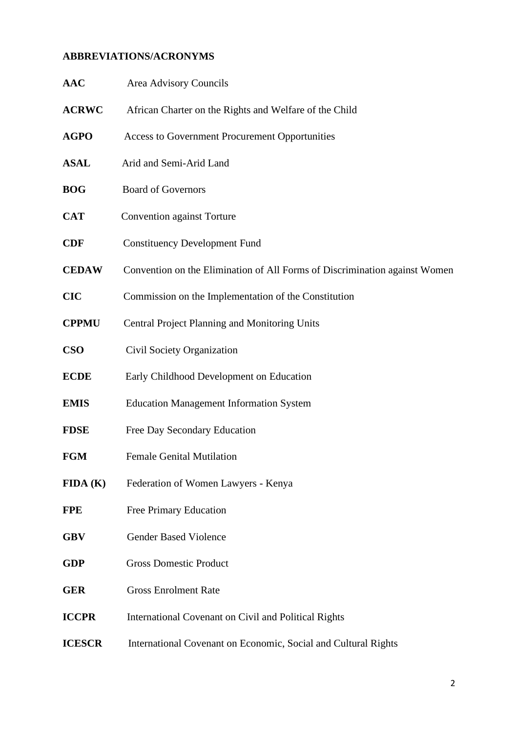**ABBREVIATIONS/ACRONYMS**

| | |
|---|---|
| **AAC** | Area Advisory Councils |
| **ACRWC** | African Charter on the Rights and Welfare of the Child |
| **AGPO** | Access to Government Procurement Opportunities |
| **ASAL** | Arid and Semi-Arid Land |
| **BOG** | Board of Governors |
| **CAT** | Convention against Torture |
| **CDF** | Constituency Development Fund |
| **CEDAW** | Convention on the Elimination of All Forms of Discrimination against Women |
| **CIC** | Commission on the Implementation of the Constitution |
| **CPPMU** | Central Project Planning and Monitoring Units |
| **CSO** | Civil Society Organization |
| **ECDE** | Early Childhood Development on Education |
| **EMIS** | Education Management Information System |
| **FDSE** | Free Day Secondary Education |
| **FGM** | Female Genital Mutilation |
| **FIDA (K)** | Federation of Women Lawyers - Kenya |
| **FPE** | Free Primary Education |
| **GBV** | Gender Based Violence |
| **GDP** | Gross Domestic Product |
| **GER** | Gross Enrolment Rate |
| **ICCPR** | International Covenant on Civil and Political Rights |
| **ICESCR** | International Covenant on Economic, Social and Cultural Rights |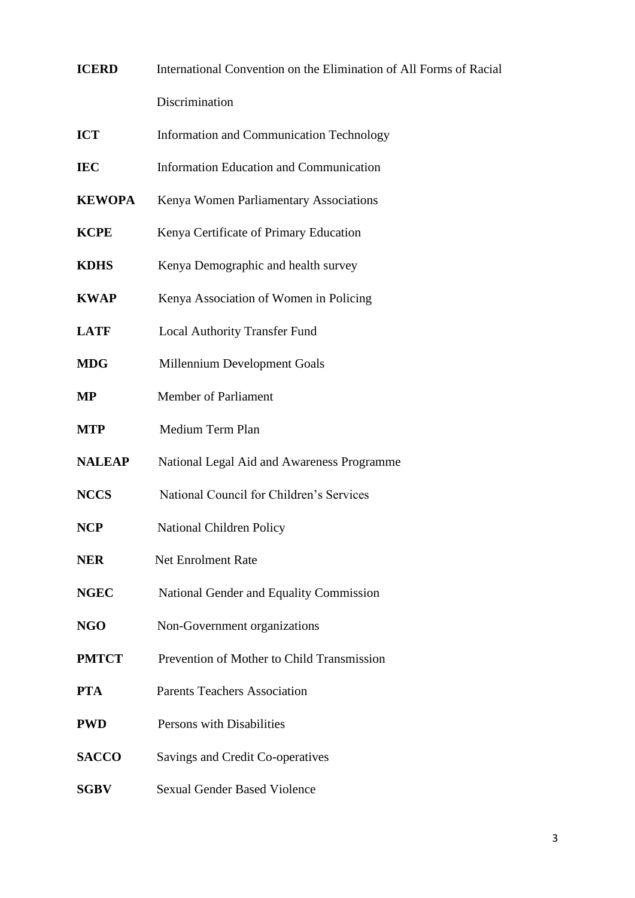| | |
|---|---|
| **ICERD** | International Convention on the Elimination of All Forms of Racial Discrimination |
| **ICT** | Information and Communication Technology |
| **IEC** | Information Education and Communication |
| **KEWOPA** | Kenya Women Parliamentary Associations |
| **KCPE** | Kenya Certificate of Primary Education |
| **KDHS** | Kenya Demographic and health survey |
| **KWAP** | Kenya Association of Women in Policing |
| **LATF** | Local Authority Transfer Fund |
| **MDG** | Millennium Development Goals |
| **MP** | Member of Parliament |
| **MTP** | Medium Term Plan |
| **NALEAP** | National Legal Aid and Awareness Programme |
| **NCCS** | National Council for Children's Services |
| **NCP** | National Children Policy |
| **NER** | Net Enrolment Rate |
| **NGEC** | National Gender and Equality Commission |
| **NGO** | Non-Government organizations |
| **PMTCT** | Prevention of Mother to Child Transmission |
| **PTA** | Parents Teachers Association |
| **PWD** | Persons with Disabilities |
| **SACCO** | Savings and Credit Co-operatives |
| **SGBV** | Sexual Gender Based Violence |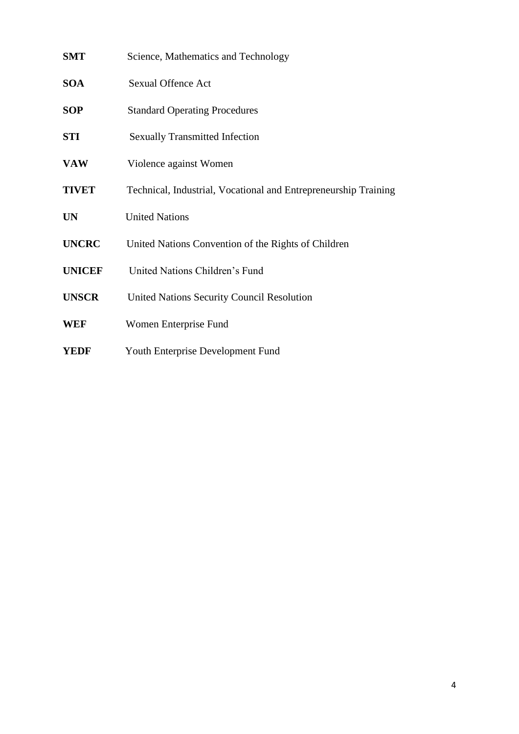**SMT** Science, Mathematics and Technology

**SOA** Sexual Offence Act

**SOP** Standard Operating Procedures

**STI** Sexually Transmitted Infection

**VAW** Violence against Women

**TIVET** Technical, Industrial, Vocational and Entrepreneurship Training

**UN** United Nations

**UNCRC** United Nations Convention of the Rights of Children

**UNICEF** United Nations Children's Fund

**UNSCR** United Nations Security Council Resolution

**WEF** Women Enterprise Fund

**YEDF** Youth Enterprise Development Fund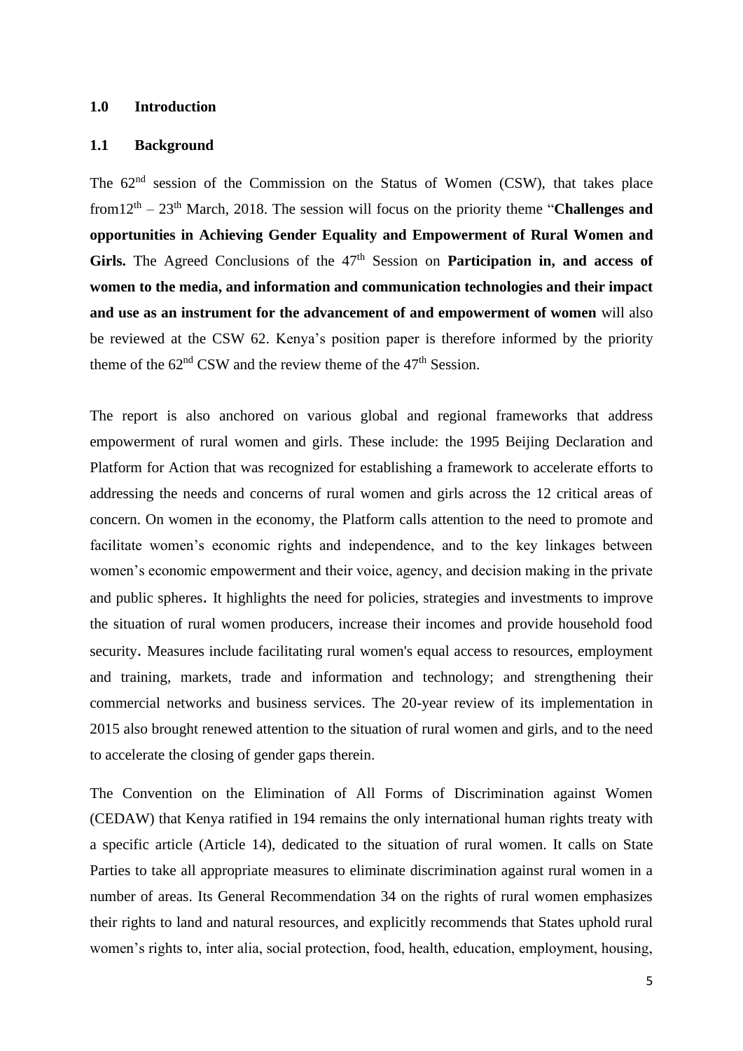## 1.0 Introduction

### 1.1 Background

The 62nd session of the Commission on the Status of Women (CSW), that takes place from12th – 23th March, 2018. The session will focus on the priority theme "**Challenges and opportunities in Achieving Gender Equality and Empowerment of Rural Women and Girls.** The Agreed Conclusions of the 47th Session on **Participation in, and access of women to the media, and information and communication technologies and their impact and use as an instrument for the advancement of and empowerment of women** will also be reviewed at the CSW 62. Kenya's position paper is therefore informed by the priority theme of the 62nd CSW and the review theme of the 47th Session.

The report is also anchored on various global and regional frameworks that address empowerment of rural women and girls. These include: the 1995 Beijing Declaration and Platform for Action that was recognized for establishing a framework to accelerate efforts to addressing the needs and concerns of rural women and girls across the 12 critical areas of concern. On women in the economy, the Platform calls attention to the need to promote and facilitate women's economic rights and independence, and to the key linkages between women's economic empowerment and their voice, agency, and decision making in the private and public spheres. It highlights the need for policies, strategies and investments to improve the situation of rural women producers, increase their incomes and provide household food security. Measures include facilitating rural women's equal access to resources, employment and training, markets, trade and information and technology; and strengthening their commercial networks and business services. The 20-year review of its implementation in 2015 also brought renewed attention to the situation of rural women and girls, and to the need to accelerate the closing of gender gaps therein.

The Convention on the Elimination of All Forms of Discrimination against Women (CEDAW) that Kenya ratified in 194 remains the only international human rights treaty with a specific article (Article 14), dedicated to the situation of rural women. It calls on State Parties to take all appropriate measures to eliminate discrimination against rural women in a number of areas. Its General Recommendation 34 on the rights of rural women emphasizes their rights to land and natural resources, and explicitly recommends that States uphold rural women's rights to, inter alia, social protection, food, health, education, employment, housing,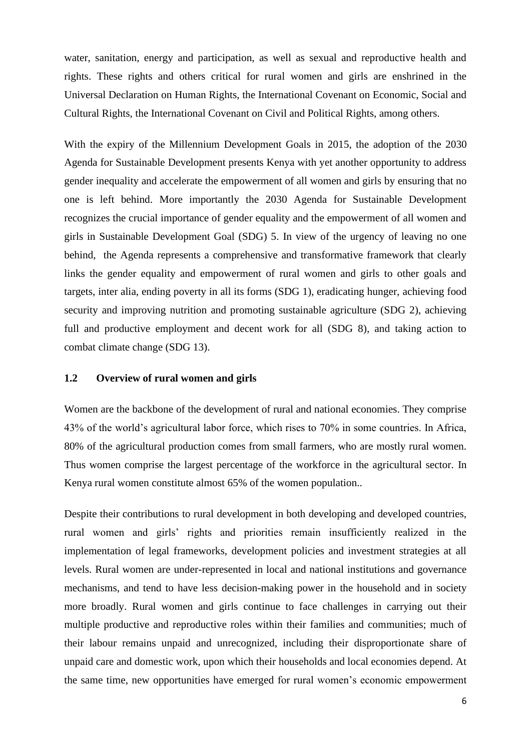water, sanitation, energy and participation, as well as sexual and reproductive health and rights. These rights and others critical for rural women and girls are enshrined in the Universal Declaration on Human Rights, the International Covenant on Economic, Social and Cultural Rights, the International Covenant on Civil and Political Rights, among others.

With the expiry of the Millennium Development Goals in 2015, the adoption of the 2030 Agenda for Sustainable Development presents Kenya with yet another opportunity to address gender inequality and accelerate the empowerment of all women and girls by ensuring that no one is left behind. More importantly the 2030 Agenda for Sustainable Development recognizes the crucial importance of gender equality and the empowerment of all women and girls in Sustainable Development Goal (SDG) 5. In view of the urgency of leaving no one behind, the Agenda represents a comprehensive and transformative framework that clearly links the gender equality and empowerment of rural women and girls to other goals and targets, inter alia, ending poverty in all its forms (SDG 1), eradicating hunger, achieving food security and improving nutrition and promoting sustainable agriculture (SDG 2), achieving full and productive employment and decent work for all (SDG 8), and taking action to combat climate change (SDG 13).

### 1.2 Overview of rural women and girls

Women are the backbone of the development of rural and national economies. They comprise 43% of the world's agricultural labor force, which rises to 70% in some countries. In Africa, 80% of the agricultural production comes from small farmers, who are mostly rural women. Thus women comprise the largest percentage of the workforce in the agricultural sector. In Kenya rural women constitute almost 65% of the women population..

Despite their contributions to rural development in both developing and developed countries, rural women and girls' rights and priorities remain insufficiently realized in the implementation of legal frameworks, development policies and investment strategies at all levels. Rural women are under-represented in local and national institutions and governance mechanisms, and tend to have less decision-making power in the household and in society more broadly. Rural women and girls continue to face challenges in carrying out their multiple productive and reproductive roles within their families and communities; much of their labour remains unpaid and unrecognized, including their disproportionate share of unpaid care and domestic work, upon which their households and local economies depend. At the same time, new opportunities have emerged for rural women's economic empowerment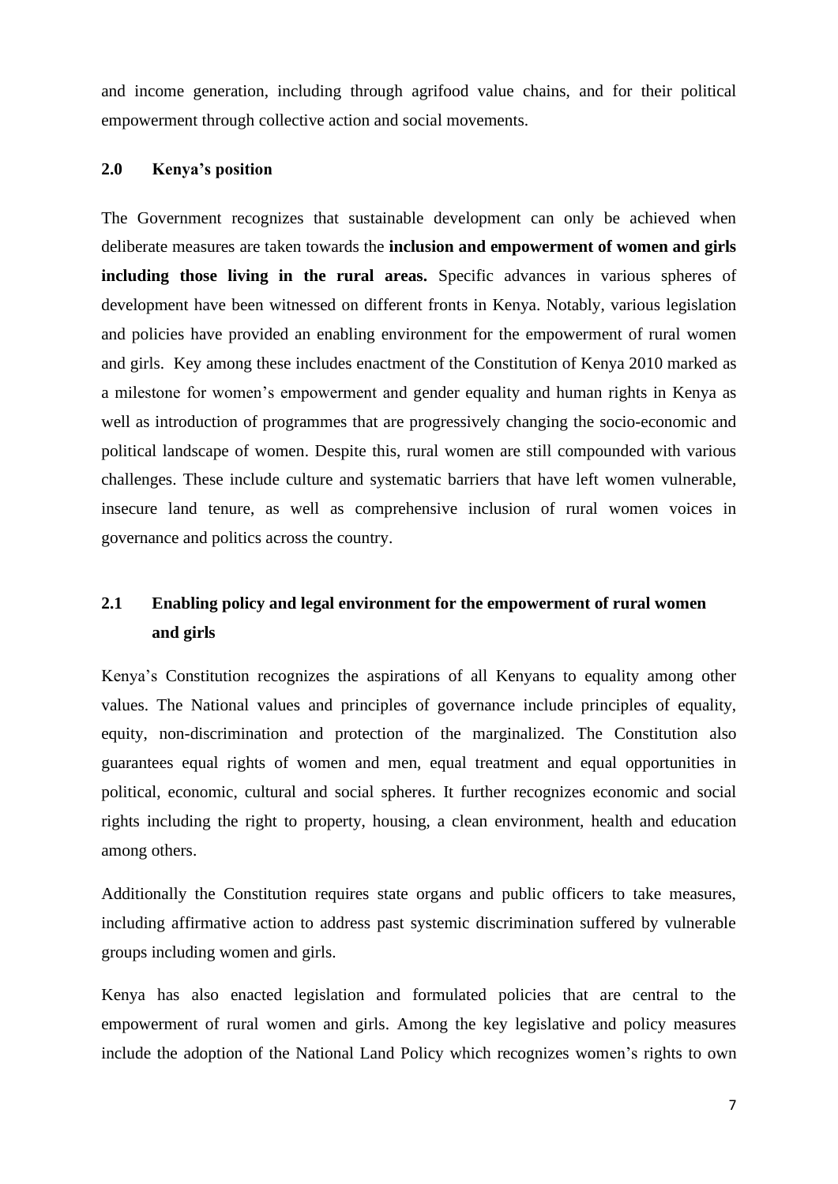and income generation, including through agrifood value chains, and for their political empowerment through collective action and social movements.

## 2.0 Kenya's position

The Government recognizes that sustainable development can only be achieved when deliberate measures are taken towards the **inclusion and empowerment of women and girls including those living in the rural areas.** Specific advances in various spheres of development have been witnessed on different fronts in Kenya. Notably, various legislation and policies have provided an enabling environment for the empowerment of rural women and girls. Key among these includes enactment of the Constitution of Kenya 2010 marked as a milestone for women's empowerment and gender equality and human rights in Kenya as well as introduction of programmes that are progressively changing the socio-economic and political landscape of women. Despite this, rural women are still compounded with various challenges. These include culture and systematic barriers that have left women vulnerable, insecure land tenure, as well as comprehensive inclusion of rural women voices in governance and politics across the country.

### 2.1 Enabling policy and legal environment for the empowerment of rural women and girls

Kenya's Constitution recognizes the aspirations of all Kenyans to equality among other values. The National values and principles of governance include principles of equality, equity, non-discrimination and protection of the marginalized. The Constitution also guarantees equal rights of women and men, equal treatment and equal opportunities in political, economic, cultural and social spheres. It further recognizes economic and social rights including the right to property, housing, a clean environment, health and education among others.

Additionally the Constitution requires state organs and public officers to take measures, including affirmative action to address past systemic discrimination suffered by vulnerable groups including women and girls.

Kenya has also enacted legislation and formulated policies that are central to the empowerment of rural women and girls. Among the key legislative and policy measures include the adoption of the National Land Policy which recognizes women's rights to own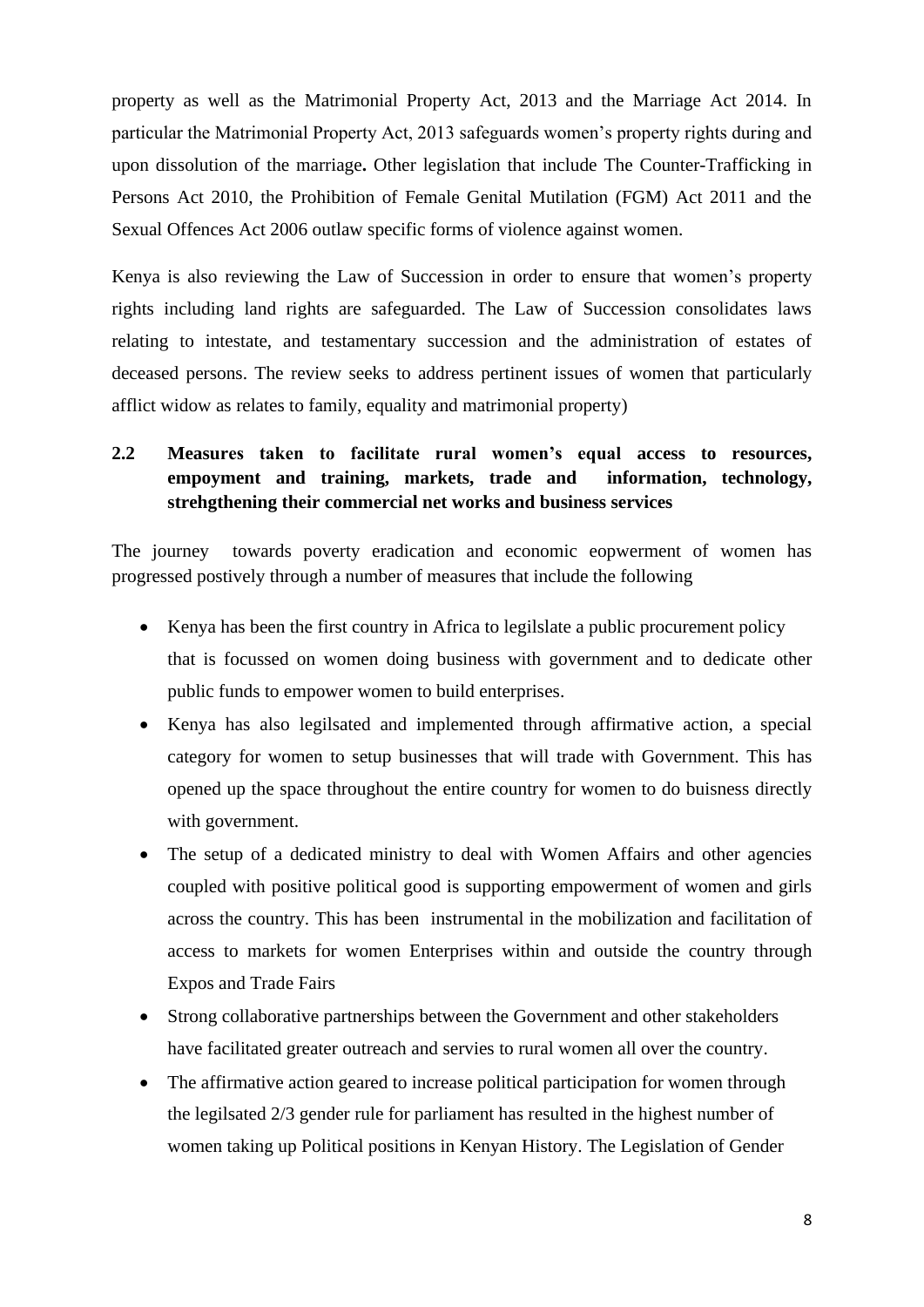property as well as the Matrimonial Property Act, 2013 and the Marriage Act 2014. In particular the Matrimonial Property Act, 2013 safeguards women's property rights during and upon dissolution of the marriage**.** Other legislation that include The Counter-Trafficking in Persons Act 2010, the Prohibition of Female Genital Mutilation (FGM) Act 2011 and the Sexual Offences Act 2006 outlaw specific forms of violence against women.

Kenya is also reviewing the Law of Succession in order to ensure that women's property rights including land rights are safeguarded. The Law of Succession consolidates laws relating to intestate, and testamentary succession and the administration of estates of deceased persons. The review seeks to address pertinent issues of women that particularly afflict widow as relates to family, equality and matrimonial property)

### 2.2 Measures taken to facilitate rural women's equal access to resources, empoyment and training, markets, trade and information, technology, strehgthening their commercial net works and business services

The journey towards poverty eradication and economic eopwerment of women has progressed postively through a number of measures that include the following

- Kenya has been the first country in Africa to legilslate a public procurement policy that is focussed on women doing business with government and to dedicate other public funds to empower women to build enterprises.
- Kenya has also legilsated and implemented through affirmative action, a special category for women to setup businesses that will trade with Government. This has opened up the space throughout the entire country for women to do buisness directly with government.
- The setup of a dedicated ministry to deal with Women Affairs and other agencies coupled with positive political good is supporting empowerment of women and girls across the country. This has been instrumental in the mobilization and facilitation of access to markets for women Enterprises within and outside the country through Expos and Trade Fairs
- Strong collaborative partnerships between the Government and other stakeholders have facilitated greater outreach and servies to rural women all over the country.
- The affirmative action geared to increase political participation for women through the legilsated 2/3 gender rule for parliament has resulted in the highest number of women taking up Political positions in Kenyan History. The Legislation of Gender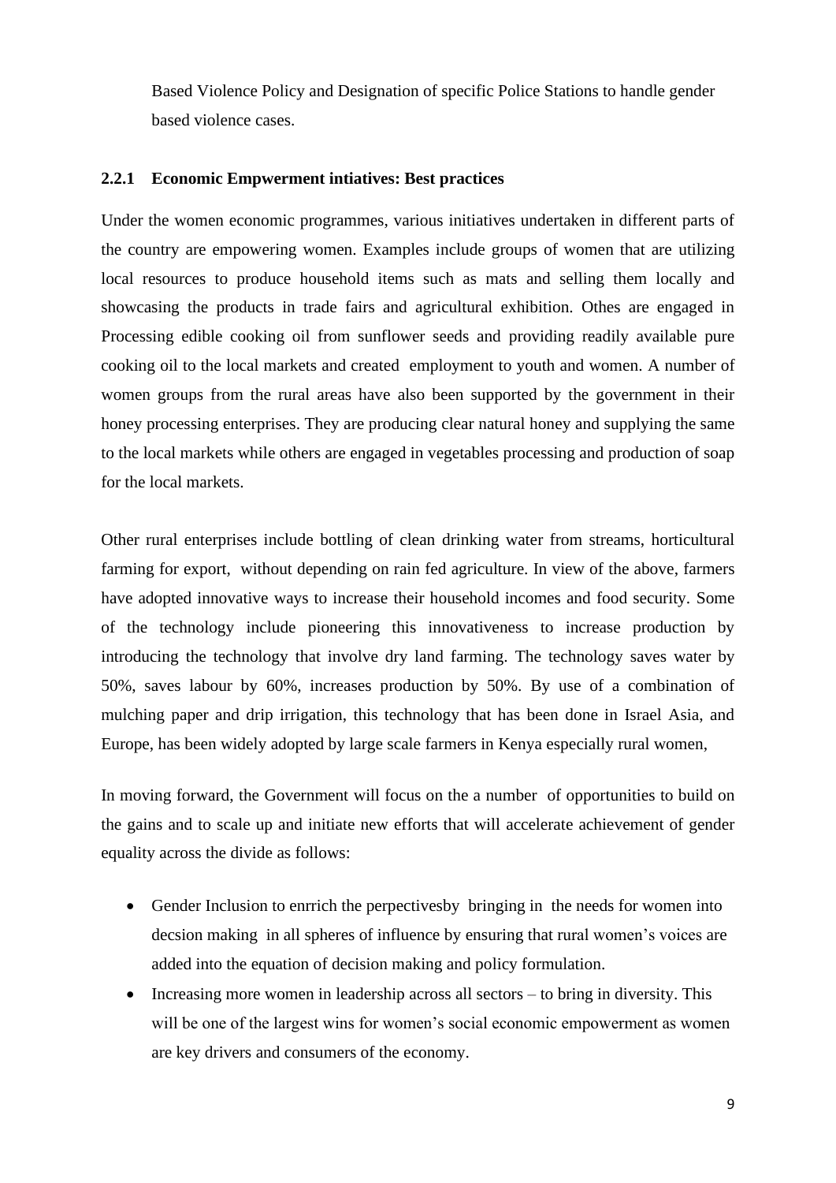Based Violence Policy and Designation of specific Police Stations to handle gender based violence cases.

### 2.2.1 Economic Empwerment intiatives: Best practices

Under the women economic programmes, various initiatives undertaken in different parts of the country are empowering women. Examples include groups of women that are utilizing local resources to produce household items such as mats and selling them locally and showcasing the products in trade fairs and agricultural exhibition. Othes are engaged in Processing edible cooking oil from sunflower seeds and providing readily available pure cooking oil to the local markets and created employment to youth and women. A number of women groups from the rural areas have also been supported by the government in their honey processing enterprises. They are producing clear natural honey and supplying the same to the local markets while others are engaged in vegetables processing and production of soap for the local markets.

Other rural enterprises include bottling of clean drinking water from streams, horticultural farming for export, without depending on rain fed agriculture. In view of the above, farmers have adopted innovative ways to increase their household incomes and food security. Some of the technology include pioneering this innovativeness to increase production by introducing the technology that involve dry land farming. The technology saves water by 50%, saves labour by 60%, increases production by 50%. By use of a combination of mulching paper and drip irrigation, this technology that has been done in Israel Asia, and Europe, has been widely adopted by large scale farmers in Kenya especially rural women,

In moving forward, the Government will focus on the a number of opportunities to build on the gains and to scale up and initiate new efforts that will accelerate achievement of gender equality across the divide as follows:

- Gender Inclusion to enrrich the perpectivesby bringing in the needs for women into decsion making in all spheres of influence by ensuring that rural women's voices are added into the equation of decision making and policy formulation.
- Increasing more women in leadership across all sectors – to bring in diversity. This will be one of the largest wins for women's social economic empowerment as women are key drivers and consumers of the economy.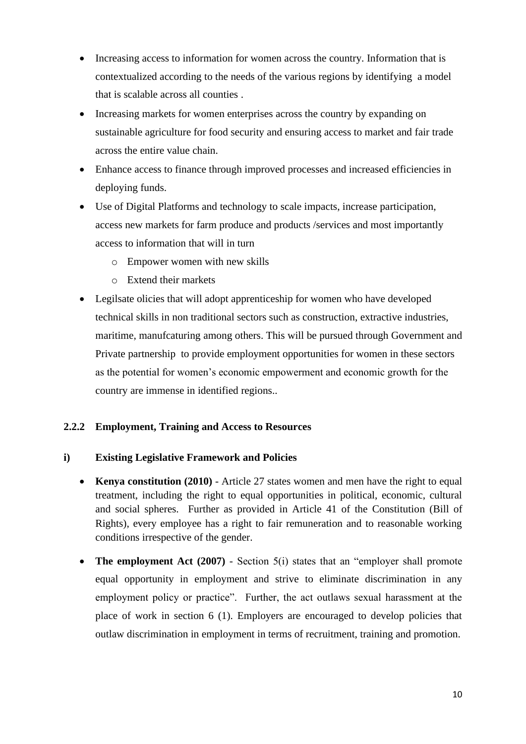- Increasing access to information for women across the country. Information that is contextualized according to the needs of the various regions by identifying a model that is scalable across all counties .
- Increasing markets for women enterprises across the country by expanding on sustainable agriculture for food security and ensuring access to market and fair trade across the entire value chain.
- Enhance access to finance through improved processes and increased efficiencies in deploying funds.
- Use of Digital Platforms and technology to scale impacts, increase participation, access new markets for farm produce and products /services and most importantly access to information that will in turn
  - Empower women with new skills
  - Extend their markets
- Legilsate olicies that will adopt apprenticeship for women who have developed technical skills in non traditional sectors such as construction, extractive industries, maritime, manufcaturing among others. This will be pursued through Government and Private partnership to provide employment opportunities for women in these sectors as the potential for women's economic empowerment and economic growth for the country are immense in identified regions..

### 2.2.2 Employment, Training and Access to Resources

#### i) Existing Legislative Framework and Policies

- **Kenya constitution (2010)** - Article 27 states women and men have the right to equal treatment, including the right to equal opportunities in political, economic, cultural and social spheres. Further as provided in Article 41 of the Constitution (Bill of Rights), every employee has a right to fair remuneration and to reasonable working conditions irrespective of the gender.
- **The employment Act (2007)** - Section 5(i) states that an "employer shall promote equal opportunity in employment and strive to eliminate discrimination in any employment policy or practice". Further, the act outlaws sexual harassment at the place of work in section 6 (1). Employers are encouraged to develop policies that outlaw discrimination in employment in terms of recruitment, training and promotion.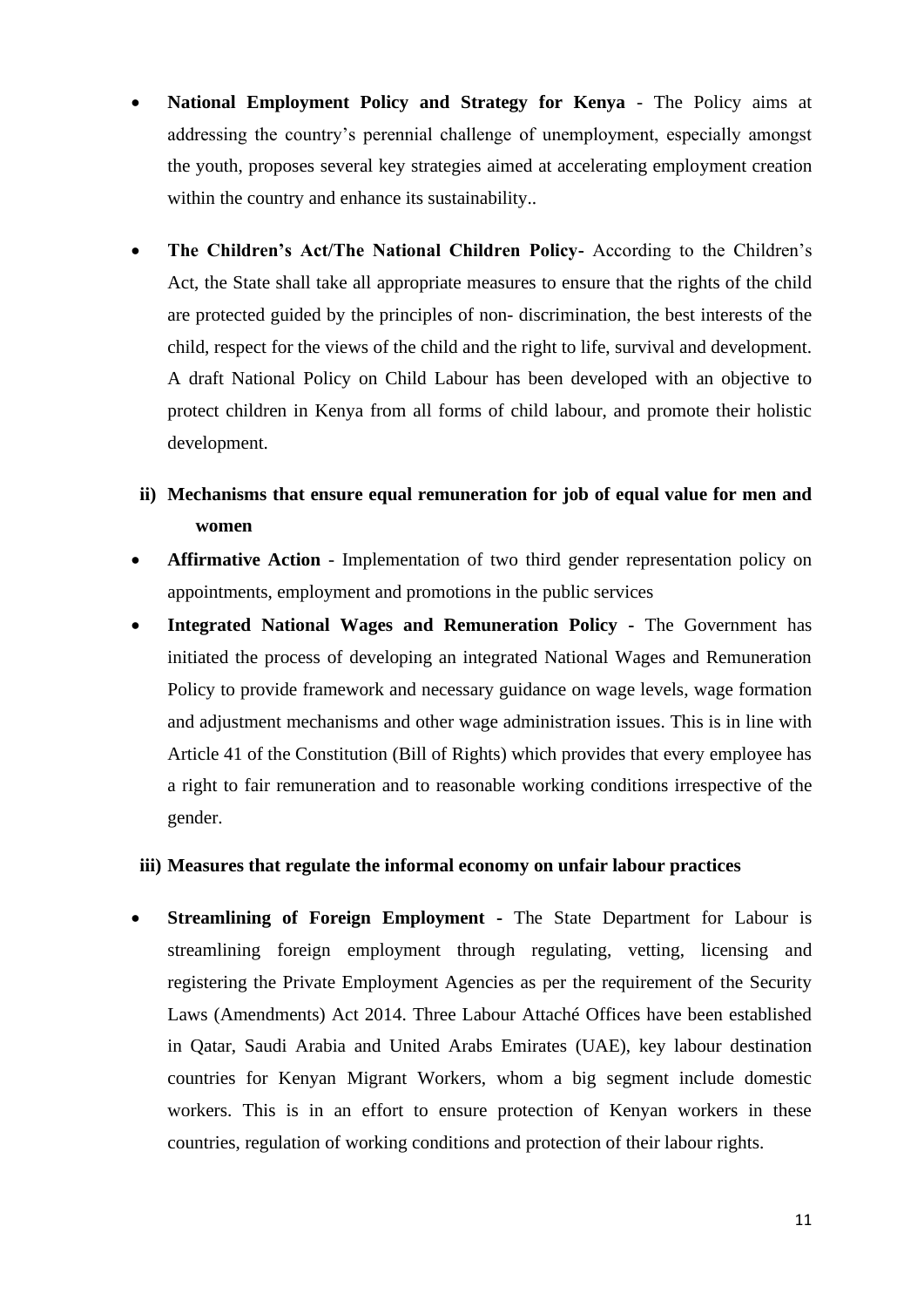- **National Employment Policy and Strategy for Kenya** - The Policy aims at addressing the country's perennial challenge of unemployment, especially amongst the youth, proposes several key strategies aimed at accelerating employment creation within the country and enhance its sustainability..

- **The Children's Act/The National Children Policy**- According to the Children's Act, the State shall take all appropriate measures to ensure that the rights of the child are protected guided by the principles of non- discrimination, the best interests of the child, respect for the views of the child and the right to life, survival and development. A draft National Policy on Child Labour has been developed with an objective to protect children in Kenya from all forms of child labour, and promote their holistic development.

**ii) Mechanisms that ensure equal remuneration for job of equal value for men and women**

- **Affirmative Action** - Implementation of two third gender representation policy on appointments, employment and promotions in the public services
- **Integrated National Wages and Remuneration Policy** - The Government has initiated the process of developing an integrated National Wages and Remuneration Policy to provide framework and necessary guidance on wage levels, wage formation and adjustment mechanisms and other wage administration issues. This is in line with Article 41 of the Constitution (Bill of Rights) which provides that every employee has a right to fair remuneration and to reasonable working conditions irrespective of the gender.

**iii) Measures that regulate the informal economy on unfair labour practices**

- **Streamlining of Foreign Employment** - The State Department for Labour is streamlining foreign employment through regulating, vetting, licensing and registering the Private Employment Agencies as per the requirement of the Security Laws (Amendments) Act 2014. Three Labour Attaché Offices have been established in Qatar, Saudi Arabia and United Arabs Emirates (UAE), key labour destination countries for Kenyan Migrant Workers, whom a big segment include domestic workers. This is in an effort to ensure protection of Kenyan workers in these countries, regulation of working conditions and protection of their labour rights.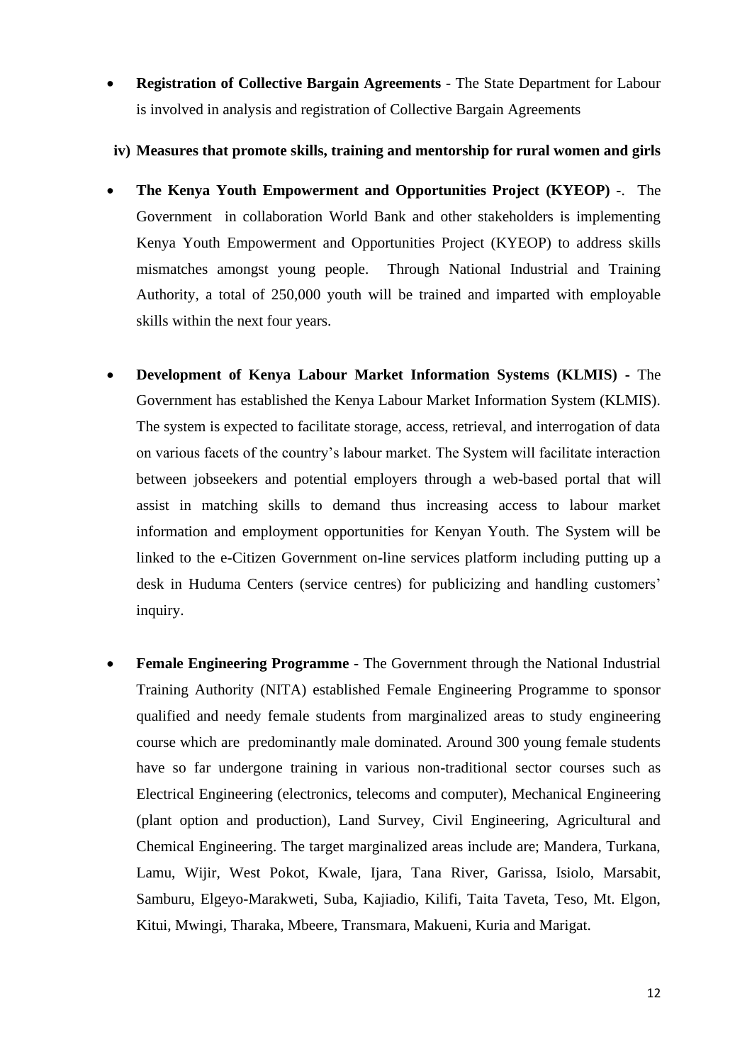- **Registration of Collective Bargain Agreements** - The State Department for Labour is involved in analysis and registration of Collective Bargain Agreements

**iv) Measures that promote skills, training and mentorship for rural women and girls**

- **The Kenya Youth Empowerment and Opportunities Project (KYEOP)** -. The Government in collaboration World Bank and other stakeholders is implementing Kenya Youth Empowerment and Opportunities Project (KYEOP) to address skills mismatches amongst young people. Through National Industrial and Training Authority, a total of 250,000 youth will be trained and imparted with employable skills within the next four years.

- **Development of Kenya Labour Market Information Systems (KLMIS)** - The Government has established the Kenya Labour Market Information System (KLMIS). The system is expected to facilitate storage, access, retrieval, and interrogation of data on various facets of the country's labour market. The System will facilitate interaction between jobseekers and potential employers through a web-based portal that will assist in matching skills to demand thus increasing access to labour market information and employment opportunities for Kenyan Youth. The System will be linked to the e-Citizen Government on-line services platform including putting up a desk in Huduma Centers (service centres) for publicizing and handling customers' inquiry.

- **Female Engineering Programme** - The Government through the National Industrial Training Authority (NITA) established Female Engineering Programme to sponsor qualified and needy female students from marginalized areas to study engineering course which are predominantly male dominated. Around 300 young female students have so far undergone training in various non-traditional sector courses such as Electrical Engineering (electronics, telecoms and computer), Mechanical Engineering (plant option and production), Land Survey, Civil Engineering, Agricultural and Chemical Engineering. The target marginalized areas include are; Mandera, Turkana, Lamu, Wijir, West Pokot, Kwale, Ijara, Tana River, Garissa, Isiolo, Marsabit, Samburu, Elgeyo-Marakweti, Suba, Kajiadio, Kilifi, Taita Taveta, Teso, Mt. Elgon, Kitui, Mwingi, Tharaka, Mbeere, Transmara, Makueni, Kuria and Marigat.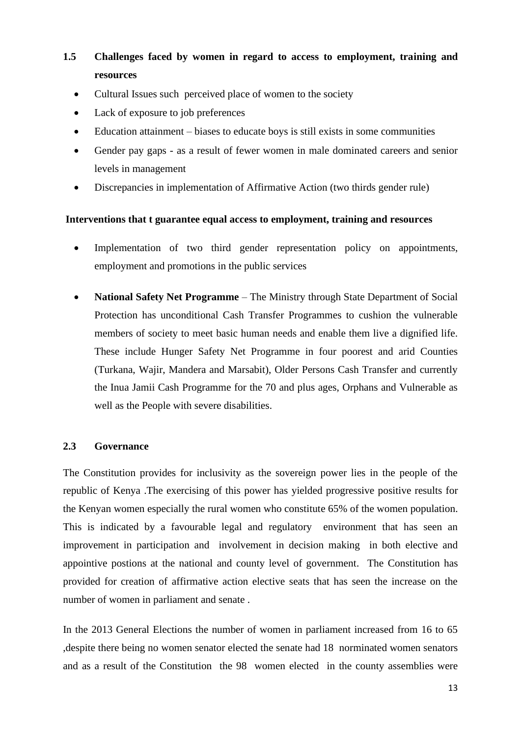## 1.5 Challenges faced by women in regard to access to employment, training and resources

- Cultural Issues such perceived place of women to the society
- Lack of exposure to job preferences
- Education attainment – biases to educate boys is still exists in some communities
- Gender pay gaps - as a result of fewer women in male dominated careers and senior levels in management
- Discrepancies in implementation of Affirmative Action (two thirds gender rule)

**Interventions that t guarantee equal access to employment, training and resources**

- Implementation of two third gender representation policy on appointments, employment and promotions in the public services
- **National Safety Net Programme** – The Ministry through State Department of Social Protection has unconditional Cash Transfer Programmes to cushion the vulnerable members of society to meet basic human needs and enable them live a dignified life. These include Hunger Safety Net Programme in four poorest and arid Counties (Turkana, Wajir, Mandera and Marsabit), Older Persons Cash Transfer and currently the Inua Jamii Cash Programme for the 70 and plus ages, Orphans and Vulnerable as well as the People with severe disabilities.

## 2.3 Governance

The Constitution provides for inclusivity as the sovereign power lies in the people of the republic of Kenya .The exercising of this power has yielded progressive positive results for the Kenyan women especially the rural women who constitute 65% of the women population. This is indicated by a favourable legal and regulatory environment that has seen an improvement in participation and involvement in decision making in both elective and appointive postions at the national and county level of government. The Constitution has provided for creation of affirmative action elective seats that has seen the increase on the number of women in parliament and senate .

In the 2013 General Elections the number of women in parliament increased from 16 to 65 ,despite there being no women senator elected the senate had 18 norminated women senators and as a result of the Constitution the 98 women elected in the county assemblies were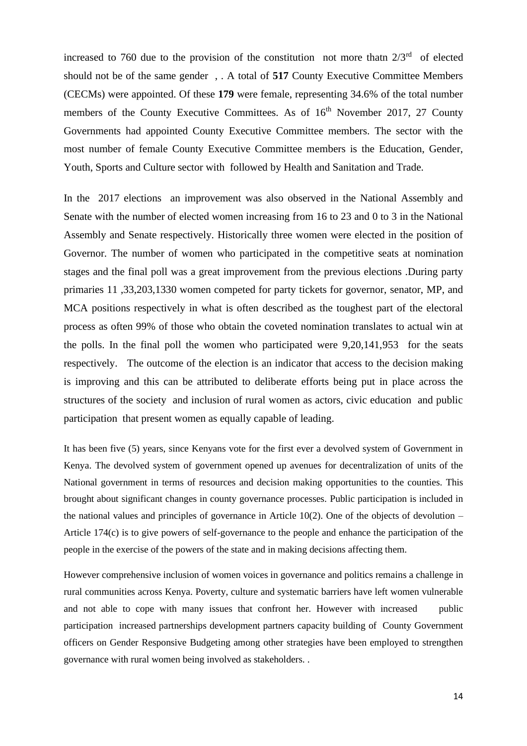increased to 760 due to the provision of the constitution not more thatn 2/3[rd] of elected should not be of the same gender , . A total of **517** County Executive Committee Members (CECMs) were appointed. Of these **179** were female, representing 34.6% of the total number members of the County Executive Committees. As of 16[th] November 2017, 27 County Governments had appointed County Executive Committee members. The sector with the most number of female County Executive Committee members is the Education, Gender, Youth, Sports and Culture sector with followed by Health and Sanitation and Trade.

In the 2017 elections an improvement was also observed in the National Assembly and Senate with the number of elected women increasing from 16 to 23 and 0 to 3 in the National Assembly and Senate respectively. Historically three women were elected in the position of Governor. The number of women who participated in the competitive seats at nomination stages and the final poll was a great improvement from the previous elections .During party primaries 11 ,33,203,1330 women competed for party tickets for governor, senator, MP, and MCA positions respectively in what is often described as the toughest part of the electoral process as often 99% of those who obtain the coveted nomination translates to actual win at the polls. In the final poll the women who participated were 9,20,141,953 for the seats respectively. The outcome of the election is an indicator that access to the decision making is improving and this can be attributed to deliberate efforts being put in place across the structures of the society and inclusion of rural women as actors, civic education and public participation that present women as equally capable of leading.

It has been five (5) years, since Kenyans vote for the first ever a devolved system of Government in Kenya. The devolved system of government opened up avenues for decentralization of units of the National government in terms of resources and decision making opportunities to the counties. This brought about significant changes in county governance processes. Public participation is included in the national values and principles of governance in Article 10(2). One of the objects of devolution – Article 174(c) is to give powers of self-governance to the people and enhance the participation of the people in the exercise of the powers of the state and in making decisions affecting them.

However comprehensive inclusion of women voices in governance and politics remains a challenge in rural communities across Kenya. Poverty, culture and systematic barriers have left women vulnerable and not able to cope with many issues that confront her. However with increased public participation increased partnerships development partners capacity building of County Government officers on Gender Responsive Budgeting among other strategies have been employed to strengthen governance with rural women being involved as stakeholders. .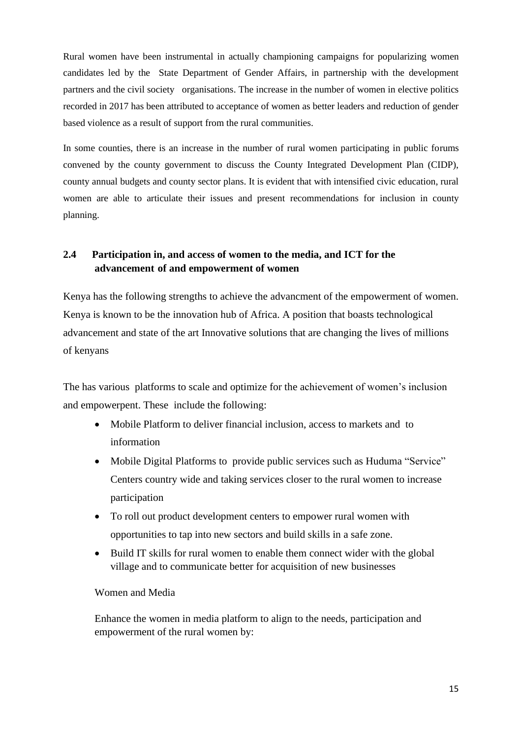Rural women have been instrumental in actually championing campaigns for popularizing women candidates led by the State Department of Gender Affairs, in partnership with the development partners and the civil society organisations. The increase in the number of women in elective politics recorded in 2017 has been attributed to acceptance of women as better leaders and reduction of gender based violence as a result of support from the rural communities.

In some counties, there is an increase in the number of rural women participating in public forums convened by the county government to discuss the County Integrated Development Plan (CIDP), county annual budgets and county sector plans. It is evident that with intensified civic education, rural women are able to articulate their issues and present recommendations for inclusion in county planning.

## 2.4 Participation in, and access of women to the media, and ICT for the advancement of and empowerment of women

Kenya has the following strengths to achieve the advancment of the empowerment of women. Kenya is known to be the innovation hub of Africa. A position that boasts technological advancement and state of the art Innovative solutions that are changing the lives of millions of kenyans

The has various platforms to scale and optimize for the achievement of women's inclusion and empowerpent. These include the following:

- Mobile Platform to deliver financial inclusion, access to markets and to information
- Mobile Digital Platforms to provide public services such as Huduma "Service" Centers country wide and taking services closer to the rural women to increase participation
- To roll out product development centers to empower rural women with opportunities to tap into new sectors and build skills in a safe zone.
- Build IT skills for rural women to enable them connect wider with the global village and to communicate better for acquisition of new businesses

Women and Media

Enhance the women in media platform to align to the needs, participation and empowerment of the rural women by: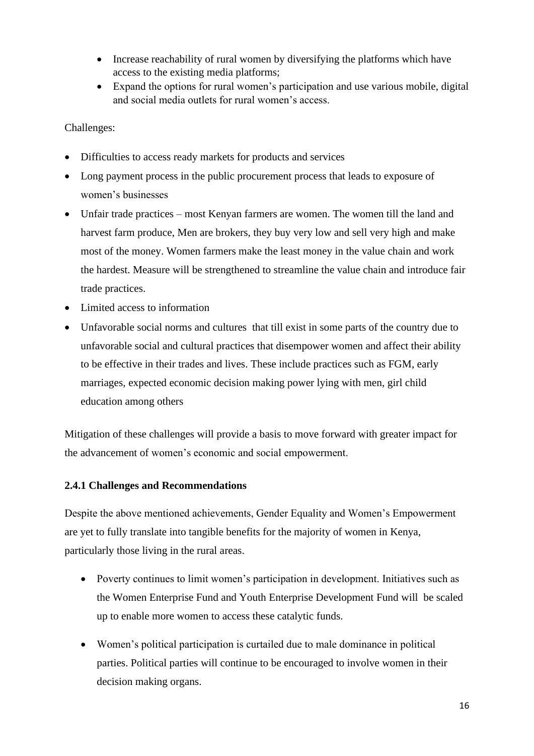- Increase reachability of rural women by diversifying the platforms which have access to the existing media platforms;
- Expand the options for rural women's participation and use various mobile, digital and social media outlets for rural women's access.

Challenges:

- Difficulties to access ready markets for products and services
- Long payment process in the public procurement process that leads to exposure of women's businesses
- Unfair trade practices – most Kenyan farmers are women. The women till the land and harvest farm produce, Men are brokers, they buy very low and sell very high and make most of the money. Women farmers make the least money in the value chain and work the hardest. Measure will be strengthened to streamline the value chain and introduce fair trade practices.
- Limited access to information
- Unfavorable social norms and cultures that till exist in some parts of the country due to unfavorable social and cultural practices that disempower women and affect their ability to be effective in their trades and lives. These include practices such as FGM, early marriages, expected economic decision making power lying with men, girl child education among others

Mitigation of these challenges will provide a basis to move forward with greater impact for the advancement of women's economic and social empowerment.

#### 2.4.1 Challenges and Recommendations

Despite the above mentioned achievements, Gender Equality and Women's Empowerment are yet to fully translate into tangible benefits for the majority of women in Kenya, particularly those living in the rural areas.

- Poverty continues to limit women's participation in development. Initiatives such as the Women Enterprise Fund and Youth Enterprise Development Fund will be scaled up to enable more women to access these catalytic funds.

- Women's political participation is curtailed due to male dominance in political parties. Political parties will continue to be encouraged to involve women in their decision making organs.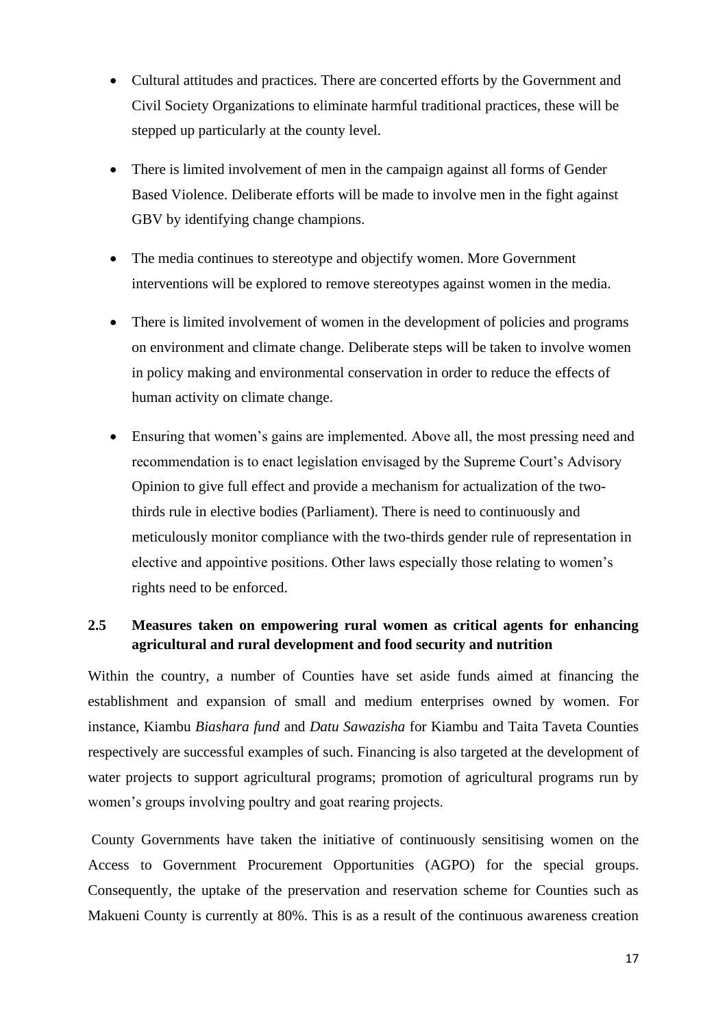- Cultural attitudes and practices. There are concerted efforts by the Government and Civil Society Organizations to eliminate harmful traditional practices, these will be stepped up particularly at the county level.
- There is limited involvement of men in the campaign against all forms of Gender Based Violence. Deliberate efforts will be made to involve men in the fight against GBV by identifying change champions.
- The media continues to stereotype and objectify women. More Government interventions will be explored to remove stereotypes against women in the media.
- There is limited involvement of women in the development of policies and programs on environment and climate change. Deliberate steps will be taken to involve women in policy making and environmental conservation in order to reduce the effects of human activity on climate change.
- Ensuring that women's gains are implemented. Above all, the most pressing need and recommendation is to enact legislation envisaged by the Supreme Court's Advisory Opinion to give full effect and provide a mechanism for actualization of the two-thirds rule in elective bodies (Parliament). There is need to continuously and meticulously monitor compliance with the two-thirds gender rule of representation in elective and appointive positions. Other laws especially those relating to women's rights need to be enforced.

### 2.5 Measures taken on empowering rural women as critical agents for enhancing agricultural and rural development and food security and nutrition

Within the country, a number of Counties have set aside funds aimed at financing the establishment and expansion of small and medium enterprises owned by women. For instance, Kiambu *Biashara fund* and *Datu Sawazisha* for Kiambu and Taita Taveta Counties respectively are successful examples of such. Financing is also targeted at the development of water projects to support agricultural programs; promotion of agricultural programs run by women's groups involving poultry and goat rearing projects.

County Governments have taken the initiative of continuously sensitising women on the Access to Government Procurement Opportunities (AGPO) for the special groups. Consequently, the uptake of the preservation and reservation scheme for Counties such as Makueni County is currently at 80%. This is as a result of the continuous awareness creation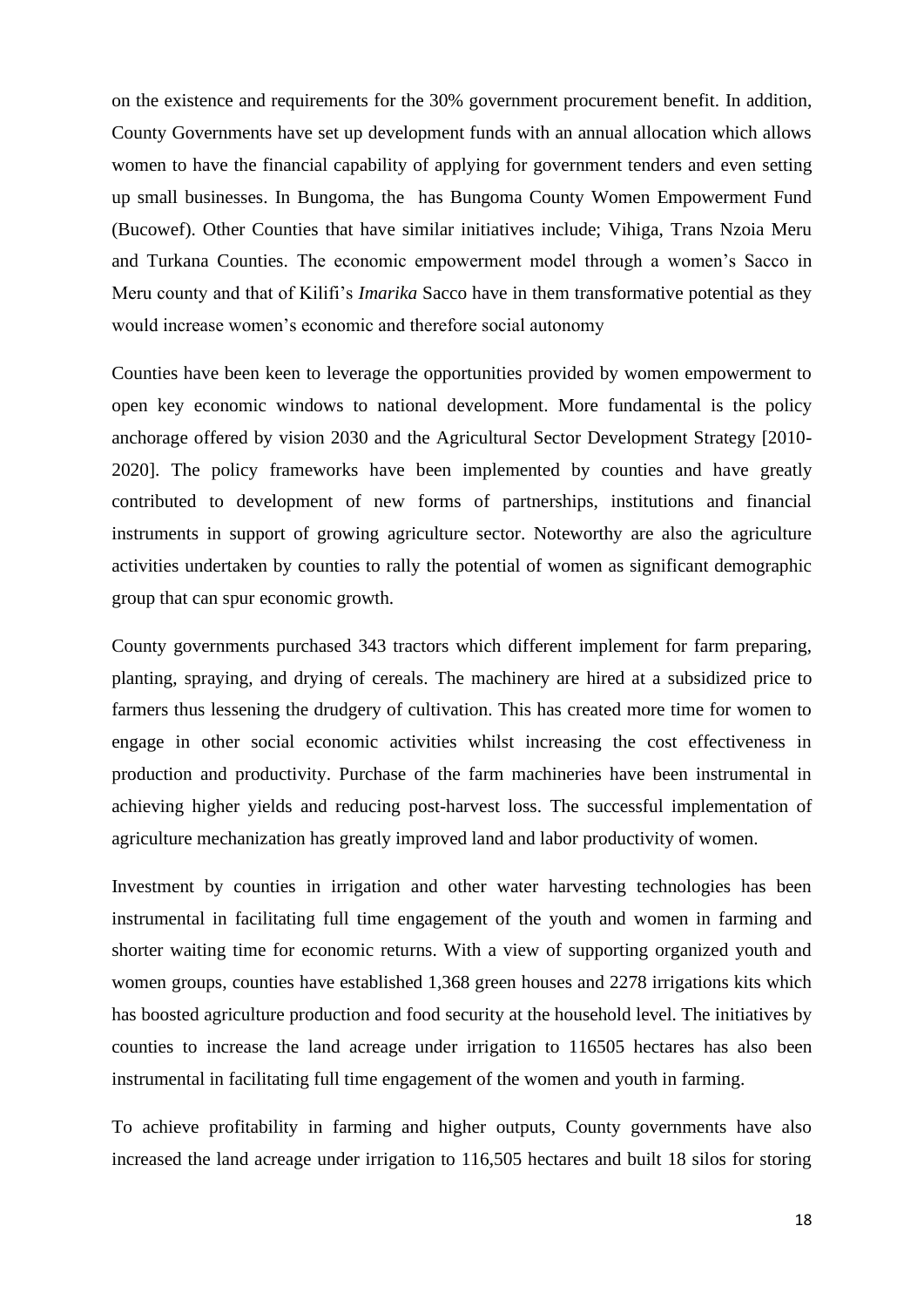on the existence and requirements for the 30% government procurement benefit. In addition, County Governments have set up development funds with an annual allocation which allows women to have the financial capability of applying for government tenders and even setting up small businesses. In Bungoma, the has Bungoma County Women Empowerment Fund (Bucowef). Other Counties that have similar initiatives include; Vihiga, Trans Nzoia Meru and Turkana Counties. The economic empowerment model through a women's Sacco in Meru county and that of Kilifi's *Imarika* Sacco have in them transformative potential as they would increase women's economic and therefore social autonomy

Counties have been keen to leverage the opportunities provided by women empowerment to open key economic windows to national development. More fundamental is the policy anchorage offered by vision 2030 and the Agricultural Sector Development Strategy [2010-2020]. The policy frameworks have been implemented by counties and have greatly contributed to development of new forms of partnerships, institutions and financial instruments in support of growing agriculture sector. Noteworthy are also the agriculture activities undertaken by counties to rally the potential of women as significant demographic group that can spur economic growth.

County governments purchased 343 tractors which different implement for farm preparing, planting, spraying, and drying of cereals. The machinery are hired at a subsidized price to farmers thus lessening the drudgery of cultivation. This has created more time for women to engage in other social economic activities whilst increasing the cost effectiveness in production and productivity. Purchase of the farm machineries have been instrumental in achieving higher yields and reducing post-harvest loss. The successful implementation of agriculture mechanization has greatly improved land and labor productivity of women.

Investment by counties in irrigation and other water harvesting technologies has been instrumental in facilitating full time engagement of the youth and women in farming and shorter waiting time for economic returns. With a view of supporting organized youth and women groups, counties have established 1,368 green houses and 2278 irrigations kits which has boosted agriculture production and food security at the household level. The initiatives by counties to increase the land acreage under irrigation to 116505 hectares has also been instrumental in facilitating full time engagement of the women and youth in farming.

To achieve profitability in farming and higher outputs, County governments have also increased the land acreage under irrigation to 116,505 hectares and built 18 silos for storing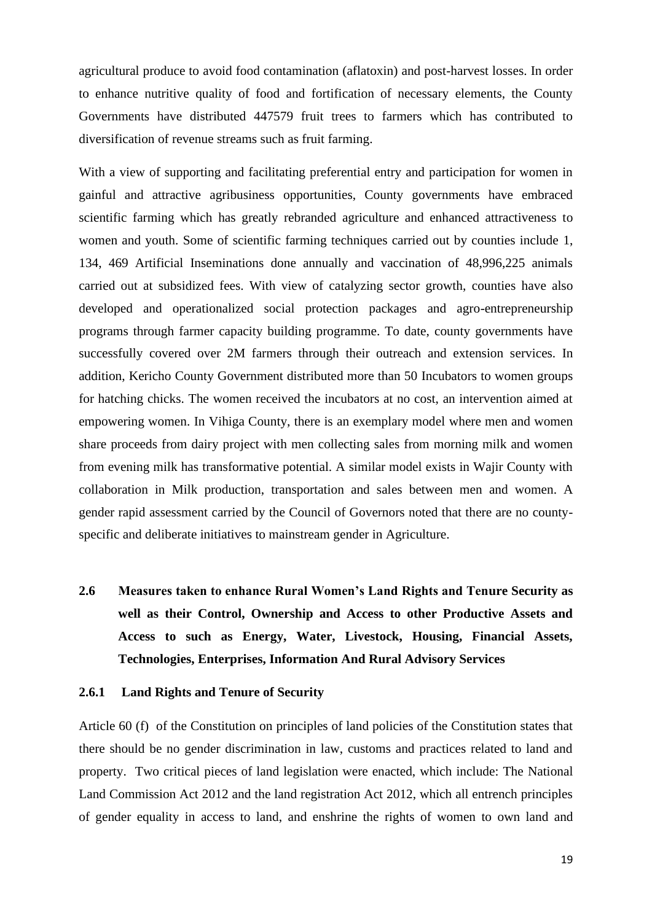agricultural produce to avoid food contamination (aflatoxin) and post-harvest losses. In order to enhance nutritive quality of food and fortification of necessary elements, the County Governments have distributed 447579 fruit trees to farmers which has contributed to diversification of revenue streams such as fruit farming.

With a view of supporting and facilitating preferential entry and participation for women in gainful and attractive agribusiness opportunities, County governments have embraced scientific farming which has greatly rebranded agriculture and enhanced attractiveness to women and youth. Some of scientific farming techniques carried out by counties include 1, 134, 469 Artificial Inseminations done annually and vaccination of 48,996,225 animals carried out at subsidized fees. With view of catalyzing sector growth, counties have also developed and operationalized social protection packages and agro-entrepreneurship programs through farmer capacity building programme. To date, county governments have successfully covered over 2M farmers through their outreach and extension services. In addition, Kericho County Government distributed more than 50 Incubators to women groups for hatching chicks. The women received the incubators at no cost, an intervention aimed at empowering women. In Vihiga County, there is an exemplary model where men and women share proceeds from dairy project with men collecting sales from morning milk and women from evening milk has transformative potential. A similar model exists in Wajir County with collaboration in Milk production, transportation and sales between men and women. A gender rapid assessment carried by the Council of Governors noted that there are no county-specific and deliberate initiatives to mainstream gender in Agriculture.

## 2.6 Measures taken to enhance Rural Women's Land Rights and Tenure Security as well as their Control, Ownership and Access to other Productive Assets and Access to such as Energy, Water, Livestock, Housing, Financial Assets, Technologies, Enterprises, Information And Rural Advisory Services

### 2.6.1 Land Rights and Tenure of Security

Article 60 (f) of the Constitution on principles of land policies of the Constitution states that there should be no gender discrimination in law, customs and practices related to land and property. Two critical pieces of land legislation were enacted, which include: The National Land Commission Act 2012 and the land registration Act 2012, which all entrench principles of gender equality in access to land, and enshrine the rights of women to own land and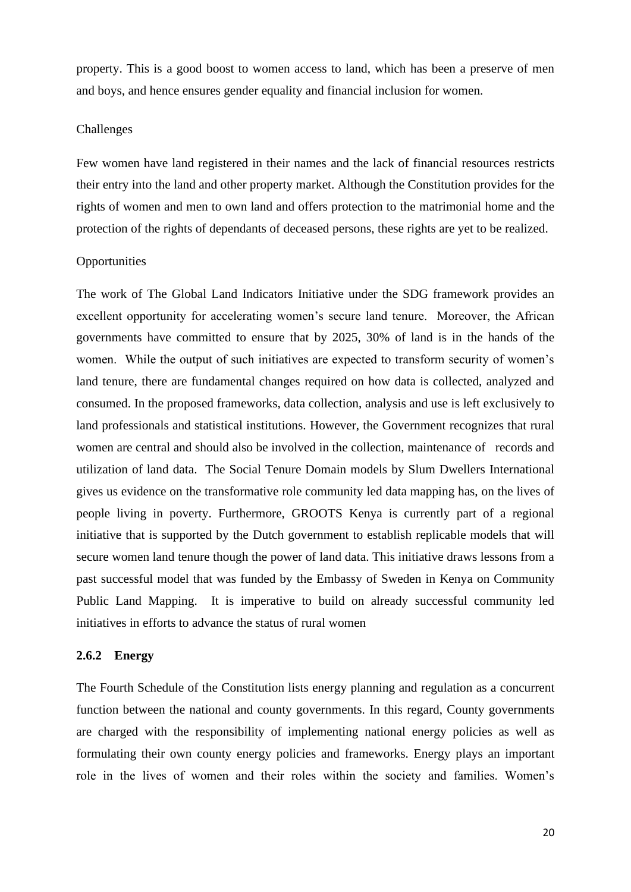property. This is a good boost to women access to land, which has been a preserve of men and boys, and hence ensures gender equality and financial inclusion for women.

Challenges

Few women have land registered in their names and the lack of financial resources restricts their entry into the land and other property market. Although the Constitution provides for the rights of women and men to own land and offers protection to the matrimonial home and the protection of the rights of dependants of deceased persons, these rights are yet to be realized.

Opportunities

The work of The Global Land Indicators Initiative under the SDG framework provides an excellent opportunity for accelerating women's secure land tenure. Moreover, the African governments have committed to ensure that by 2025, 30% of land is in the hands of the women. While the output of such initiatives are expected to transform security of women's land tenure, there are fundamental changes required on how data is collected, analyzed and consumed. In the proposed frameworks, data collection, analysis and use is left exclusively to land professionals and statistical institutions. However, the Government recognizes that rural women are central and should also be involved in the collection, maintenance of records and utilization of land data. The Social Tenure Domain models by Slum Dwellers International gives us evidence on the transformative role community led data mapping has, on the lives of people living in poverty. Furthermore, GROOTS Kenya is currently part of a regional initiative that is supported by the Dutch government to establish replicable models that will secure women land tenure though the power of land data. This initiative draws lessons from a past successful model that was funded by the Embassy of Sweden in Kenya on Community Public Land Mapping. It is imperative to build on already successful community led initiatives in efforts to advance the status of rural women

### 2.6.2 Energy

The Fourth Schedule of the Constitution lists energy planning and regulation as a concurrent function between the national and county governments. In this regard, County governments are charged with the responsibility of implementing national energy policies as well as formulating their own county energy policies and frameworks. Energy plays an important role in the lives of women and their roles within the society and families. Women's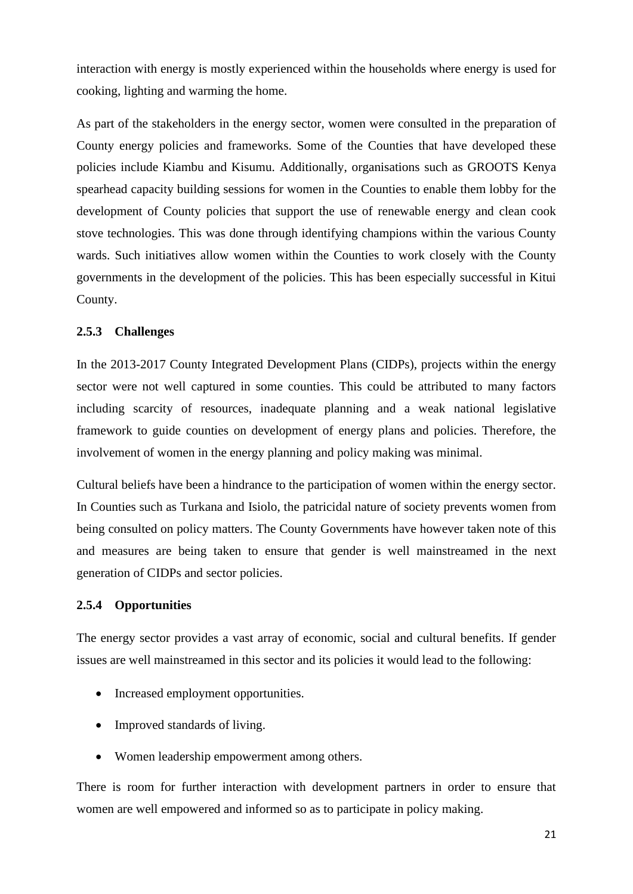interaction with energy is mostly experienced within the households where energy is used for cooking, lighting and warming the home.

As part of the stakeholders in the energy sector, women were consulted in the preparation of County energy policies and frameworks. Some of the Counties that have developed these policies include Kiambu and Kisumu. Additionally, organisations such as GROOTS Kenya spearhead capacity building sessions for women in the Counties to enable them lobby for the development of County policies that support the use of renewable energy and clean cook stove technologies. This was done through identifying champions within the various County wards. Such initiatives allow women within the Counties to work closely with the County governments in the development of the policies. This has been especially successful in Kitui County.

### 2.5.3 Challenges

In the 2013-2017 County Integrated Development Plans (CIDPs), projects within the energy sector were not well captured in some counties. This could be attributed to many factors including scarcity of resources, inadequate planning and a weak national legislative framework to guide counties on development of energy plans and policies. Therefore, the involvement of women in the energy planning and policy making was minimal.

Cultural beliefs have been a hindrance to the participation of women within the energy sector. In Counties such as Turkana and Isiolo, the patricidal nature of society prevents women from being consulted on policy matters. The County Governments have however taken note of this and measures are being taken to ensure that gender is well mainstreamed in the next generation of CIDPs and sector policies.

### 2.5.4 Opportunities

The energy sector provides a vast array of economic, social and cultural benefits. If gender issues are well mainstreamed in this sector and its policies it would lead to the following:

- Increased employment opportunities.
- Improved standards of living.
- Women leadership empowerment among others.

There is room for further interaction with development partners in order to ensure that women are well empowered and informed so as to participate in policy making.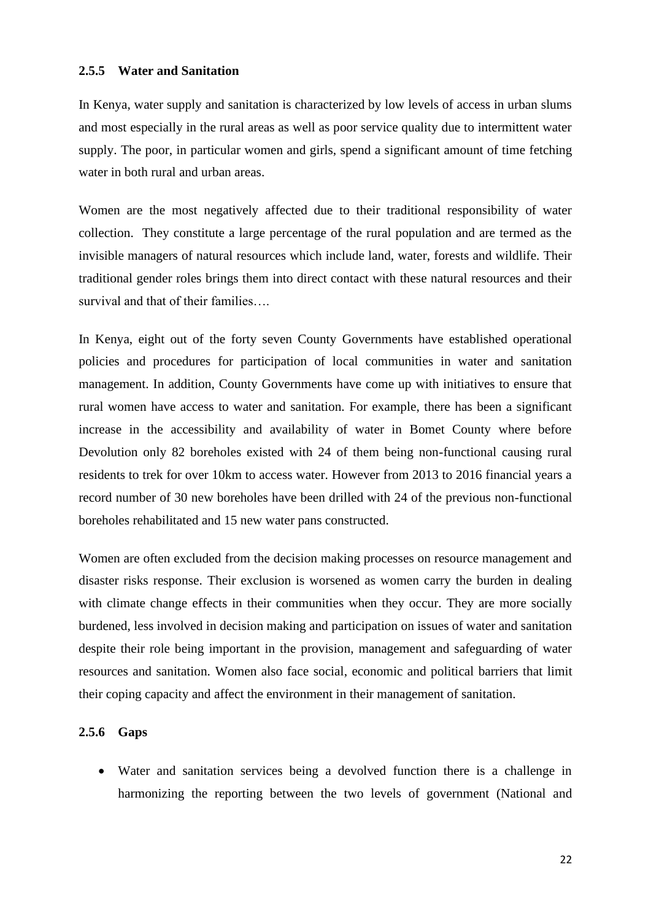### 2.5.5 Water and Sanitation

In Kenya, water supply and sanitation is characterized by low levels of access in urban slums and most especially in the rural areas as well as poor service quality due to intermittent water supply. The poor, in particular women and girls, spend a significant amount of time fetching water in both rural and urban areas.

Women are the most negatively affected due to their traditional responsibility of water collection. They constitute a large percentage of the rural population and are termed as the invisible managers of natural resources which include land, water, forests and wildlife. Their traditional gender roles brings them into direct contact with these natural resources and their survival and that of their families….

In Kenya, eight out of the forty seven County Governments have established operational policies and procedures for participation of local communities in water and sanitation management. In addition, County Governments have come up with initiatives to ensure that rural women have access to water and sanitation. For example, there has been a significant increase in the accessibility and availability of water in Bomet County where before Devolution only 82 boreholes existed with 24 of them being non-functional causing rural residents to trek for over 10km to access water. However from 2013 to 2016 financial years a record number of 30 new boreholes have been drilled with 24 of the previous non-functional boreholes rehabilitated and 15 new water pans constructed.

Women are often excluded from the decision making processes on resource management and disaster risks response. Their exclusion is worsened as women carry the burden in dealing with climate change effects in their communities when they occur. They are more socially burdened, less involved in decision making and participation on issues of water and sanitation despite their role being important in the provision, management and safeguarding of water resources and sanitation. Women also face social, economic and political barriers that limit their coping capacity and affect the environment in their management of sanitation.

### 2.5.6 Gaps

- Water and sanitation services being a devolved function there is a challenge in harmonizing the reporting between the two levels of government (National and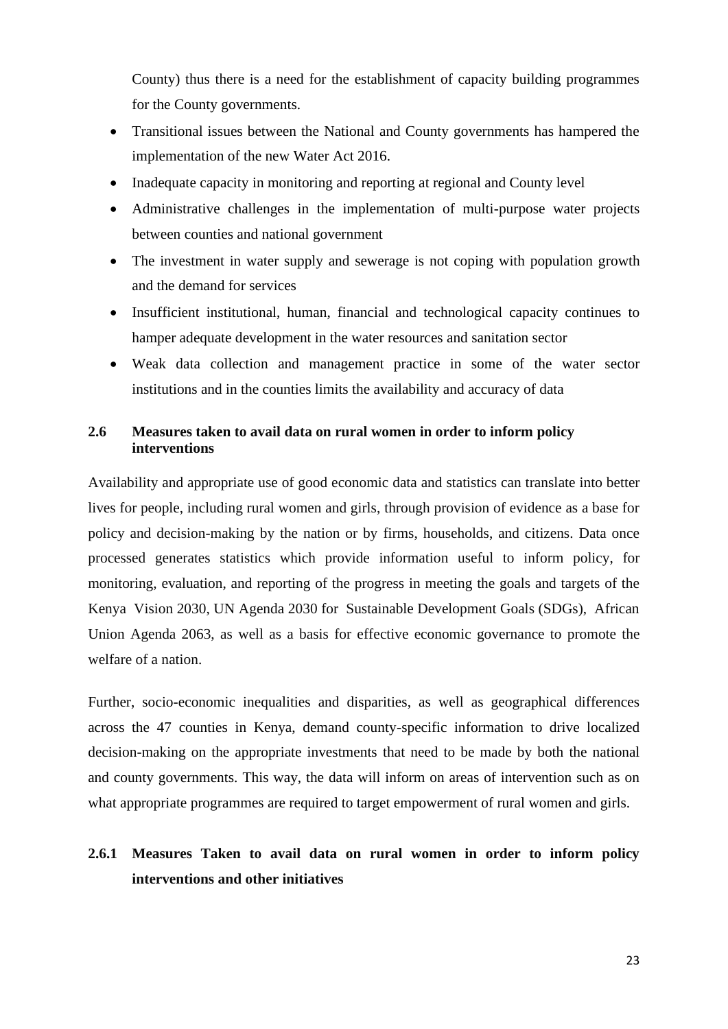County) thus there is a need for the establishment of capacity building programmes for the County governments.

- Transitional issues between the National and County governments has hampered the implementation of the new Water Act 2016.
- Inadequate capacity in monitoring and reporting at regional and County level
- Administrative challenges in the implementation of multi-purpose water projects between counties and national government
- The investment in water supply and sewerage is not coping with population growth and the demand for services
- Insufficient institutional, human, financial and technological capacity continues to hamper adequate development in the water resources and sanitation sector
- Weak data collection and management practice in some of the water sector institutions and in the counties limits the availability and accuracy of data

## 2.6 Measures taken to avail data on rural women in order to inform policy interventions

Availability and appropriate use of good economic data and statistics can translate into better lives for people, including rural women and girls, through provision of evidence as a base for policy and decision-making by the nation or by firms, households, and citizens. Data once processed generates statistics which provide information useful to inform policy, for monitoring, evaluation, and reporting of the progress in meeting the goals and targets of the Kenya Vision 2030, UN Agenda 2030 for Sustainable Development Goals (SDGs), African Union Agenda 2063, as well as a basis for effective economic governance to promote the welfare of a nation.

Further, socio-economic inequalities and disparities, as well as geographical differences across the 47 counties in Kenya, demand county-specific information to drive localized decision-making on the appropriate investments that need to be made by both the national and county governments. This way, the data will inform on areas of intervention such as on what appropriate programmes are required to target empowerment of rural women and girls.

### 2.6.1 Measures Taken to avail data on rural women in order to inform policy interventions and other initiatives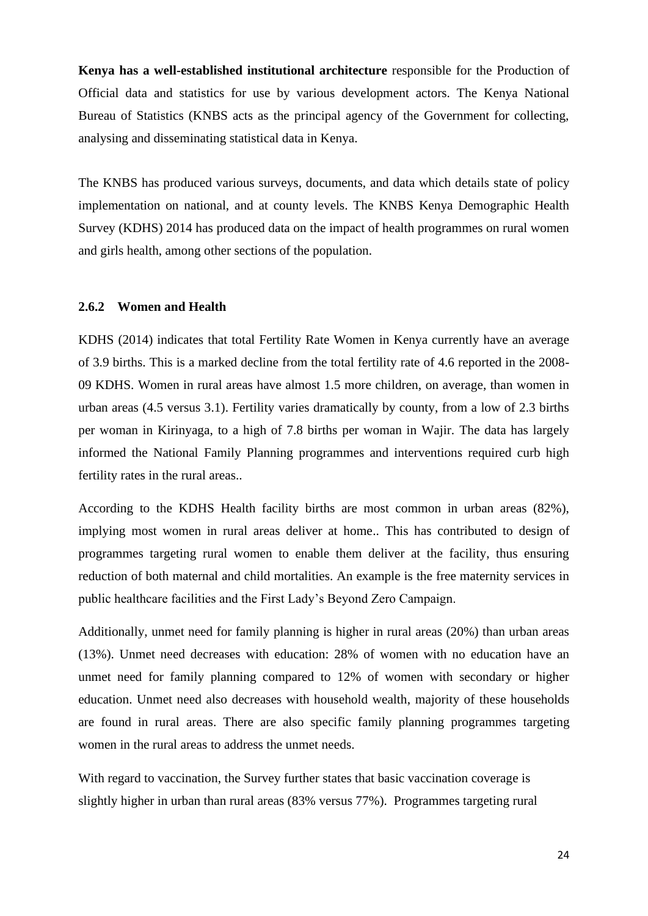**Kenya has a well-established institutional architecture** responsible for the Production of Official data and statistics for use by various development actors. The Kenya National Bureau of Statistics (KNBS acts as the principal agency of the Government for collecting, analysing and disseminating statistical data in Kenya.

The KNBS has produced various surveys, documents, and data which details state of policy implementation on national, and at county levels. The KNBS Kenya Demographic Health Survey (KDHS) 2014 has produced data on the impact of health programmes on rural women and girls health, among other sections of the population.

### 2.6.2 Women and Health

KDHS (2014) indicates that total Fertility Rate Women in Kenya currently have an average of 3.9 births. This is a marked decline from the total fertility rate of 4.6 reported in the 2008-09 KDHS. Women in rural areas have almost 1.5 more children, on average, than women in urban areas (4.5 versus 3.1). Fertility varies dramatically by county, from a low of 2.3 births per woman in Kirinyaga, to a high of 7.8 births per woman in Wajir. The data has largely informed the National Family Planning programmes and interventions required curb high fertility rates in the rural areas..

According to the KDHS Health facility births are most common in urban areas (82%), implying most women in rural areas deliver at home.. This has contributed to design of programmes targeting rural women to enable them deliver at the facility, thus ensuring reduction of both maternal and child mortalities. An example is the free maternity services in public healthcare facilities and the First Lady's Beyond Zero Campaign.

Additionally, unmet need for family planning is higher in rural areas (20%) than urban areas (13%). Unmet need decreases with education: 28% of women with no education have an unmet need for family planning compared to 12% of women with secondary or higher education. Unmet need also decreases with household wealth, majority of these households are found in rural areas. There are also specific family planning programmes targeting women in the rural areas to address the unmet needs.

With regard to vaccination, the Survey further states that basic vaccination coverage is slightly higher in urban than rural areas (83% versus 77%). Programmes targeting rural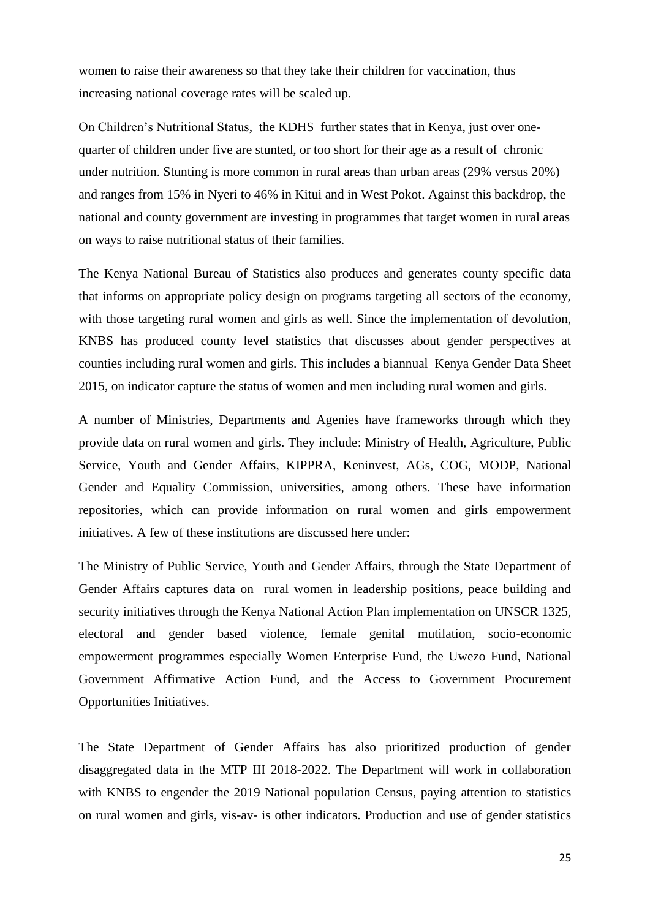women to raise their awareness so that they take their children for vaccination, thus increasing national coverage rates will be scaled up.

On Children's Nutritional Status, the KDHS further states that in Kenya, just over one-quarter of children under five are stunted, or too short for their age as a result of chronic under nutrition. Stunting is more common in rural areas than urban areas (29% versus 20%) and ranges from 15% in Nyeri to 46% in Kitui and in West Pokot. Against this backdrop, the national and county government are investing in programmes that target women in rural areas on ways to raise nutritional status of their families.

The Kenya National Bureau of Statistics also produces and generates county specific data that informs on appropriate policy design on programs targeting all sectors of the economy, with those targeting rural women and girls as well. Since the implementation of devolution, KNBS has produced county level statistics that discusses about gender perspectives at counties including rural women and girls. This includes a biannual Kenya Gender Data Sheet 2015, on indicator capture the status of women and men including rural women and girls.

A number of Ministries, Departments and Agenies have frameworks through which they provide data on rural women and girls. They include: Ministry of Health, Agriculture, Public Service, Youth and Gender Affairs, KIPPRA, Keninvest, AGs, COG, MODP, National Gender and Equality Commission, universities, among others. These have information repositories, which can provide information on rural women and girls empowerment initiatives. A few of these institutions are discussed here under:

The Ministry of Public Service, Youth and Gender Affairs, through the State Department of Gender Affairs captures data on rural women in leadership positions, peace building and security initiatives through the Kenya National Action Plan implementation on UNSCR 1325, electoral and gender based violence, female genital mutilation, socio-economic empowerment programmes especially Women Enterprise Fund, the Uwezo Fund, National Government Affirmative Action Fund, and the Access to Government Procurement Opportunities Initiatives.

The State Department of Gender Affairs has also prioritized production of gender disaggregated data in the MTP III 2018-2022. The Department will work in collaboration with KNBS to engender the 2019 National population Census, paying attention to statistics on rural women and girls, vis-av- is other indicators. Production and use of gender statistics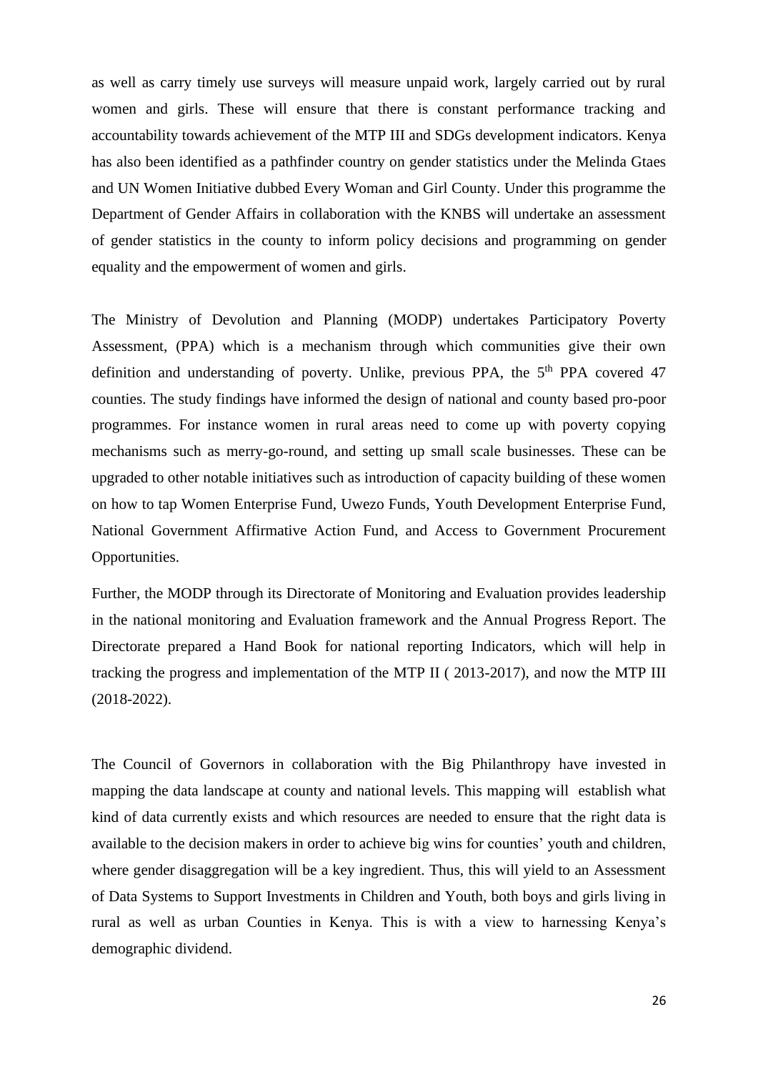as well as carry timely use surveys will measure unpaid work, largely carried out by rural women and girls. These will ensure that there is constant performance tracking and accountability towards achievement of the MTP III and SDGs development indicators. Kenya has also been identified as a pathfinder country on gender statistics under the Melinda Gtaes and UN Women Initiative dubbed Every Woman and Girl County. Under this programme the Department of Gender Affairs in collaboration with the KNBS will undertake an assessment of gender statistics in the county to inform policy decisions and programming on gender equality and the empowerment of women and girls.

The Ministry of Devolution and Planning (MODP) undertakes Participatory Poverty Assessment, (PPA) which is a mechanism through which communities give their own definition and understanding of poverty. Unlike, previous PPA, the 5th PPA covered 47 counties. The study findings have informed the design of national and county based pro-poor programmes. For instance women in rural areas need to come up with poverty copying mechanisms such as merry-go-round, and setting up small scale businesses. These can be upgraded to other notable initiatives such as introduction of capacity building of these women on how to tap Women Enterprise Fund, Uwezo Funds, Youth Development Enterprise Fund, National Government Affirmative Action Fund, and Access to Government Procurement Opportunities.

Further, the MODP through its Directorate of Monitoring and Evaluation provides leadership in the national monitoring and Evaluation framework and the Annual Progress Report. The Directorate prepared a Hand Book for national reporting Indicators, which will help in tracking the progress and implementation of the MTP II ( 2013-2017), and now the MTP III (2018-2022).

The Council of Governors in collaboration with the Big Philanthropy have invested in mapping the data landscape at county and national levels. This mapping will establish what kind of data currently exists and which resources are needed to ensure that the right data is available to the decision makers in order to achieve big wins for counties' youth and children, where gender disaggregation will be a key ingredient. Thus, this will yield to an Assessment of Data Systems to Support Investments in Children and Youth, both boys and girls living in rural as well as urban Counties in Kenya. This is with a view to harnessing Kenya's demographic dividend.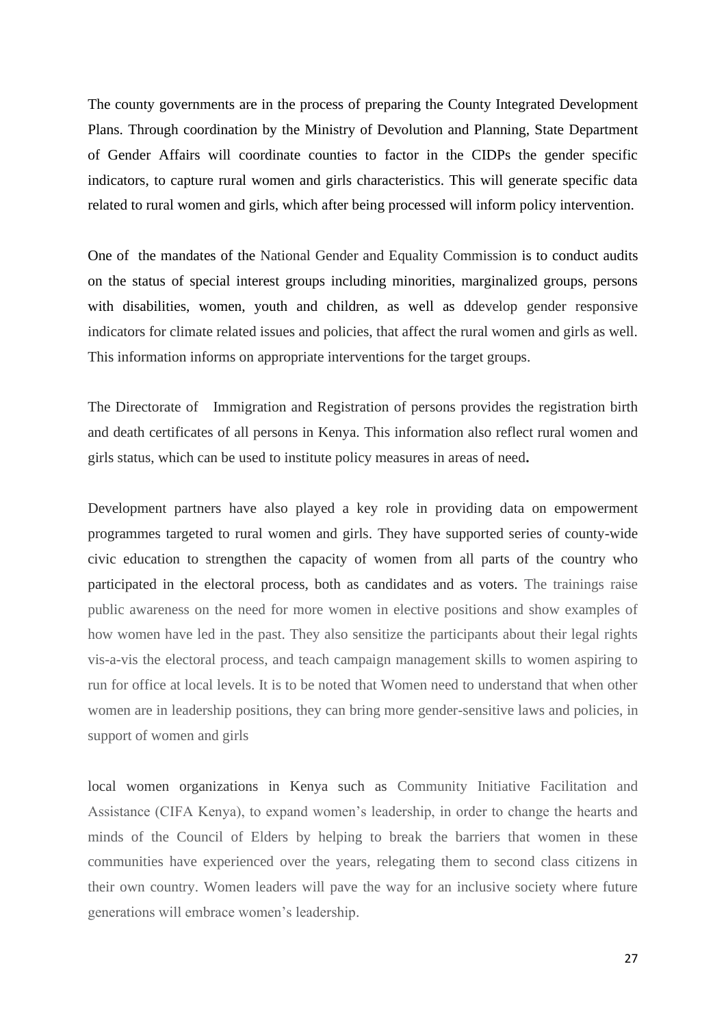The county governments are in the process of preparing the County Integrated Development Plans. Through coordination by the Ministry of Devolution and Planning, State Department of Gender Affairs will coordinate counties to factor in the CIDPs the gender specific indicators, to capture rural women and girls characteristics. This will generate specific data related to rural women and girls, which after being processed will inform policy intervention.

One of the mandates of the National Gender and Equality Commission is to conduct audits on the status of special interest groups including minorities, marginalized groups, persons with disabilities, women, youth and children, as well as ddevelop gender responsive indicators for climate related issues and policies, that affect the rural women and girls as well. This information informs on appropriate interventions for the target groups.

The Directorate of Immigration and Registration of persons provides the registration birth and death certificates of all persons in Kenya. This information also reflect rural women and girls status, which can be used to institute policy measures in areas of need**.**

Development partners have also played a key role in providing data on empowerment programmes targeted to rural women and girls. They have supported series of county-wide civic education to strengthen the capacity of women from all parts of the country who participated in the electoral process, both as candidates and as voters. The trainings raise public awareness on the need for more women in elective positions and show examples of how women have led in the past. They also sensitize the participants about their legal rights vis-a-vis the electoral process, and teach campaign management skills to women aspiring to run for office at local levels. It is to be noted that Women need to understand that when other women are in leadership positions, they can bring more gender-sensitive laws and policies, in support of women and girls

local women organizations in Kenya such as Community Initiative Facilitation and Assistance (CIFA Kenya), to expand women's leadership, in order to change the hearts and minds of the Council of Elders by helping to break the barriers that women in these communities have experienced over the years, relegating them to second class citizens in their own country. Women leaders will pave the way for an inclusive society where future generations will embrace women's leadership.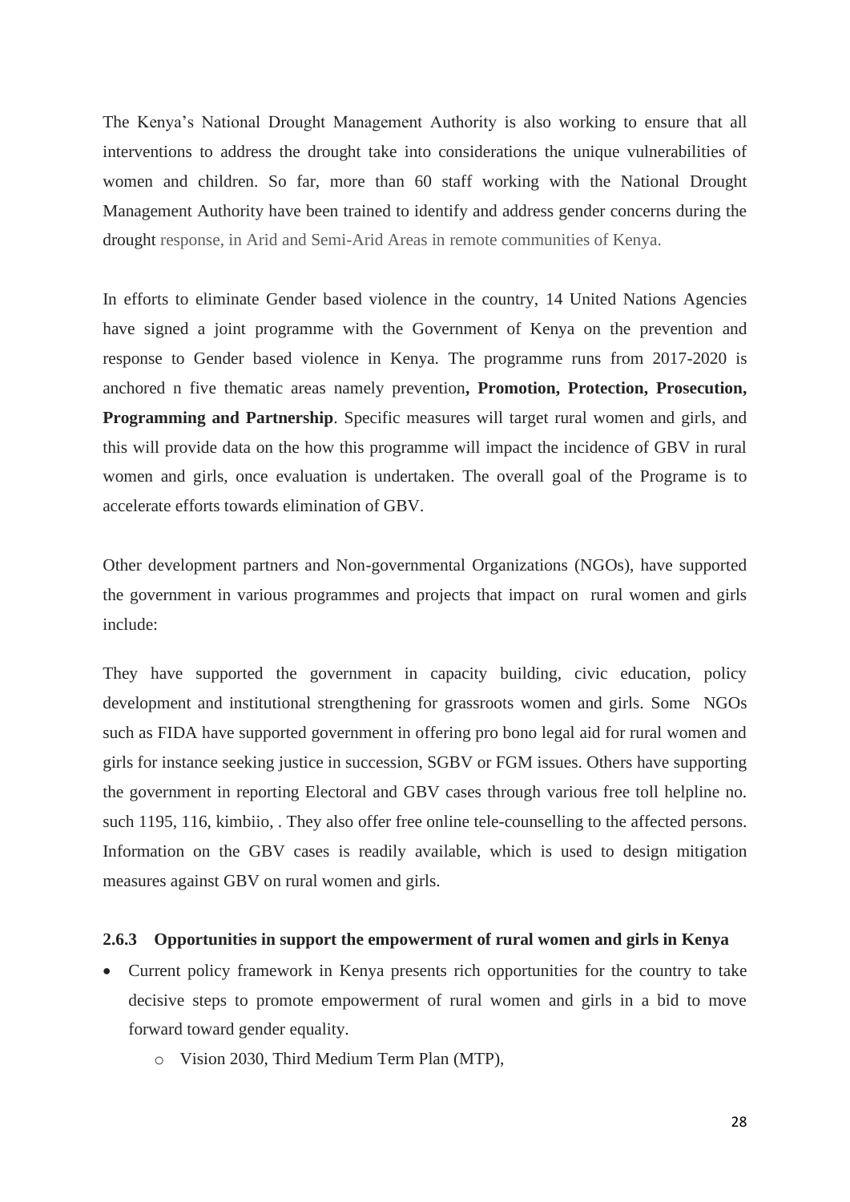The Kenya's National Drought Management Authority is also working to ensure that all interventions to address the drought take into considerations the unique vulnerabilities of women and children. So far, more than 60 staff working with the National Drought Management Authority have been trained to identify and address gender concerns during the drought response, in Arid and Semi-Arid Areas in remote communities of Kenya.

In efforts to eliminate Gender based violence in the country, 14 United Nations Agencies have signed a joint programme with the Government of Kenya on the prevention and response to Gender based violence in Kenya. The programme runs from 2017-2020 is anchored n five thematic areas namely prevention**, Promotion, Protection, Prosecution, Programming and Partnership**. Specific measures will target rural women and girls, and this will provide data on the how this programme will impact the incidence of GBV in rural women and girls, once evaluation is undertaken. The overall goal of the Programe is to accelerate efforts towards elimination of GBV.

Other development partners and Non-governmental Organizations (NGOs), have supported the government in various programmes and projects that impact on rural women and girls include:

They have supported the government in capacity building, civic education, policy development and institutional strengthening for grassroots women and girls. Some NGOs such as FIDA have supported government in offering pro bono legal aid for rural women and girls for instance seeking justice in succession, SGBV or FGM issues. Others have supporting the government in reporting Electoral and GBV cases through various free toll helpline no. such 1195, 116, kimbiio, . They also offer free online tele-counselling to the affected persons. Information on the GBV cases is readily available, which is used to design mitigation measures against GBV on rural women and girls.

### 2.6.3 Opportunities in support the empowerment of rural women and girls in Kenya

- Current policy framework in Kenya presents rich opportunities for the country to take decisive steps to promote empowerment of rural women and girls in a bid to move forward toward gender equality.
    - Vision 2030, Third Medium Term Plan (MTP),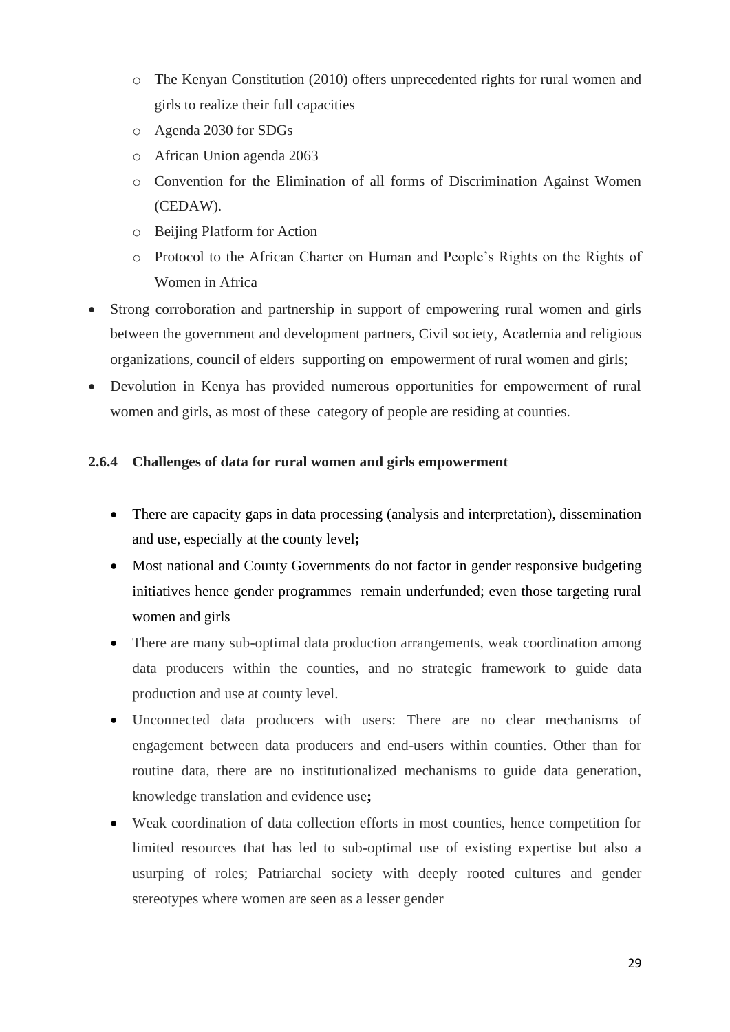- The Kenyan Constitution (2010) offers unprecedented rights for rural women and girls to realize their full capacities
    - Agenda 2030 for SDGs
    - African Union agenda 2063
    - Convention for the Elimination of all forms of Discrimination Against Women (CEDAW).
    - Beijing Platform for Action
    - Protocol to the African Charter on Human and People's Rights on the Rights of Women in Africa
- Strong corroboration and partnership in support of empowering rural women and girls between the government and development partners, Civil society, Academia and religious organizations, council of elders supporting on empowerment of rural women and girls;
- Devolution in Kenya has provided numerous opportunities for empowerment of rural women and girls, as most of these category of people are residing at counties.

### 2.6.4 Challenges of data for rural women and girls empowerment

- There are capacity gaps in data processing (analysis and interpretation), dissemination and use, especially at the county level**;**
- Most national and County Governments do not factor in gender responsive budgeting initiatives hence gender programmes remain underfunded; even those targeting rural women and girls
- There are many sub-optimal data production arrangements, weak coordination among data producers within the counties, and no strategic framework to guide data production and use at county level.
- Unconnected data producers with users: There are no clear mechanisms of engagement between data producers and end-users within counties. Other than for routine data, there are no institutionalized mechanisms to guide data generation, knowledge translation and evidence use**;**
- Weak coordination of data collection efforts in most counties, hence competition for limited resources that has led to sub-optimal use of existing expertise but also a usurping of roles; Patriarchal society with deeply rooted cultures and gender stereotypes where women are seen as a lesser gender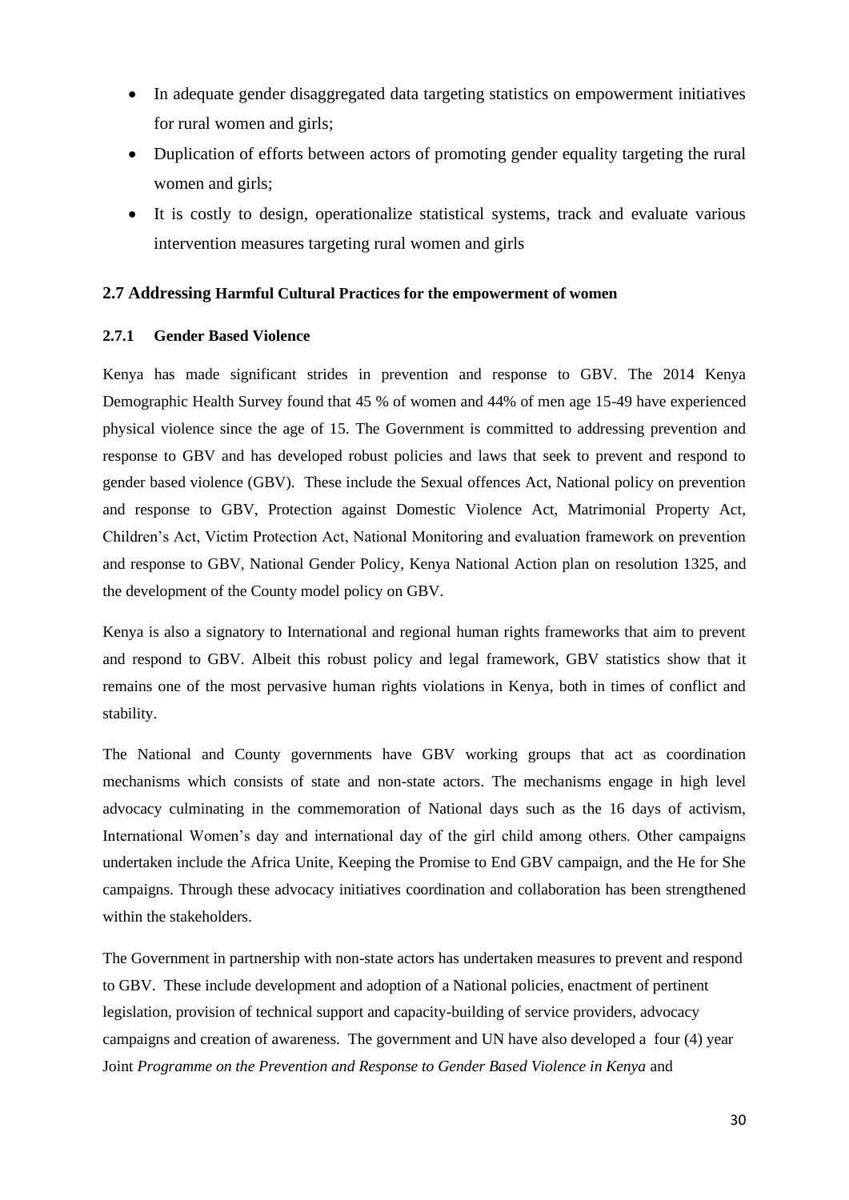- In adequate gender disaggregated data targeting statistics on empowerment initiatives for rural women and girls;
- Duplication of efforts between actors of promoting gender equality targeting the rural women and girls;
- It is costly to design, operationalize statistical systems, track and evaluate various intervention measures targeting rural women and girls

## 2.7 Addressing Harmful Cultural Practices for the empowerment of women

### 2.7.1 Gender Based Violence

Kenya has made significant strides in prevention and response to GBV. The 2014 Kenya Demographic Health Survey found that 45 % of women and 44% of men age 15-49 have experienced physical violence since the age of 15. The Government is committed to addressing prevention and response to GBV and has developed robust policies and laws that seek to prevent and respond to gender based violence (GBV). These include the Sexual offences Act, National policy on prevention and response to GBV, Protection against Domestic Violence Act, Matrimonial Property Act, Children's Act, Victim Protection Act, National Monitoring and evaluation framework on prevention and response to GBV, National Gender Policy, Kenya National Action plan on resolution 1325, and the development of the County model policy on GBV.

Kenya is also a signatory to International and regional human rights frameworks that aim to prevent and respond to GBV. Albeit this robust policy and legal framework, GBV statistics show that it remains one of the most pervasive human rights violations in Kenya, both in times of conflict and stability.

The National and County governments have GBV working groups that act as coordination mechanisms which consists of state and non-state actors. The mechanisms engage in high level advocacy culminating in the commemoration of National days such as the 16 days of activism, International Women's day and international day of the girl child among others. Other campaigns undertaken include the Africa Unite, Keeping the Promise to End GBV campaign, and the He for She campaigns. Through these advocacy initiatives coordination and collaboration has been strengthened within the stakeholders.

The Government in partnership with non-state actors has undertaken measures to prevent and respond to GBV. These include development and adoption of a National policies, enactment of pertinent legislation, provision of technical support and capacity-building of service providers, advocacy campaigns and creation of awareness. The government and UN have also developed a four (4) year Joint *Programme on the Prevention and Response to Gender Based Violence in Kenya* and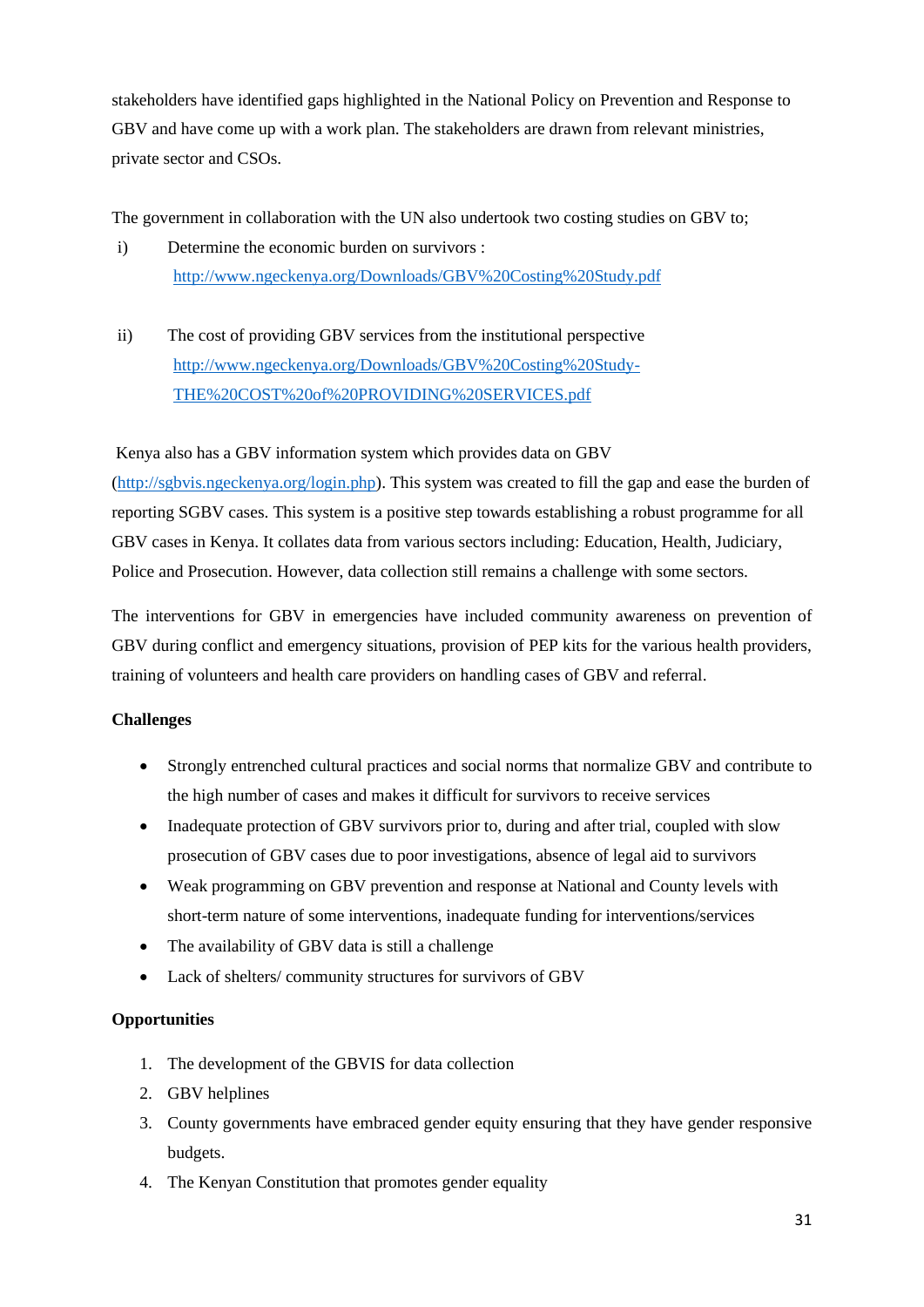stakeholders have identified gaps highlighted in the National Policy on Prevention and Response to GBV and have come up with a work plan. The stakeholders are drawn from relevant ministries, private sector and CSOs.

The government in collaboration with the UN also undertook two costing studies on GBV to;

i) Determine the economic burden on survivors : http://www.ngeckenya.org/Downloads/GBV%20Costing%20Study.pdf

ii) The cost of providing GBV services from the institutional perspective http://www.ngeckenya.org/Downloads/GBV%20Costing%20Study-THE%20COST%20of%20PROVIDING%20SERVICES.pdf

Kenya also has a GBV information system which provides data on GBV (http://sgbvis.ngeckenya.org/login.php). This system was created to fill the gap and ease the burden of reporting SGBV cases. This system is a positive step towards establishing a robust programme for all GBV cases in Kenya. It collates data from various sectors including: Education, Health, Judiciary, Police and Prosecution. However, data collection still remains a challenge with some sectors.

The interventions for GBV in emergencies have included community awareness on prevention of GBV during conflict and emergency situations, provision of PEP kits for the various health providers, training of volunteers and health care providers on handling cases of GBV and referral.

**Challenges**

- Strongly entrenched cultural practices and social norms that normalize GBV and contribute to the high number of cases and makes it difficult for survivors to receive services
- Inadequate protection of GBV survivors prior to, during and after trial, coupled with slow prosecution of GBV cases due to poor investigations, absence of legal aid to survivors
- Weak programming on GBV prevention and response at National and County levels with short-term nature of some interventions, inadequate funding for interventions/services
- The availability of GBV data is still a challenge
- Lack of shelters/ community structures for survivors of GBV

**Opportunities**

1. The development of the GBVIS for data collection
2. GBV helplines
3. County governments have embraced gender equity ensuring that they have gender responsive budgets.
4. The Kenyan Constitution that promotes gender equality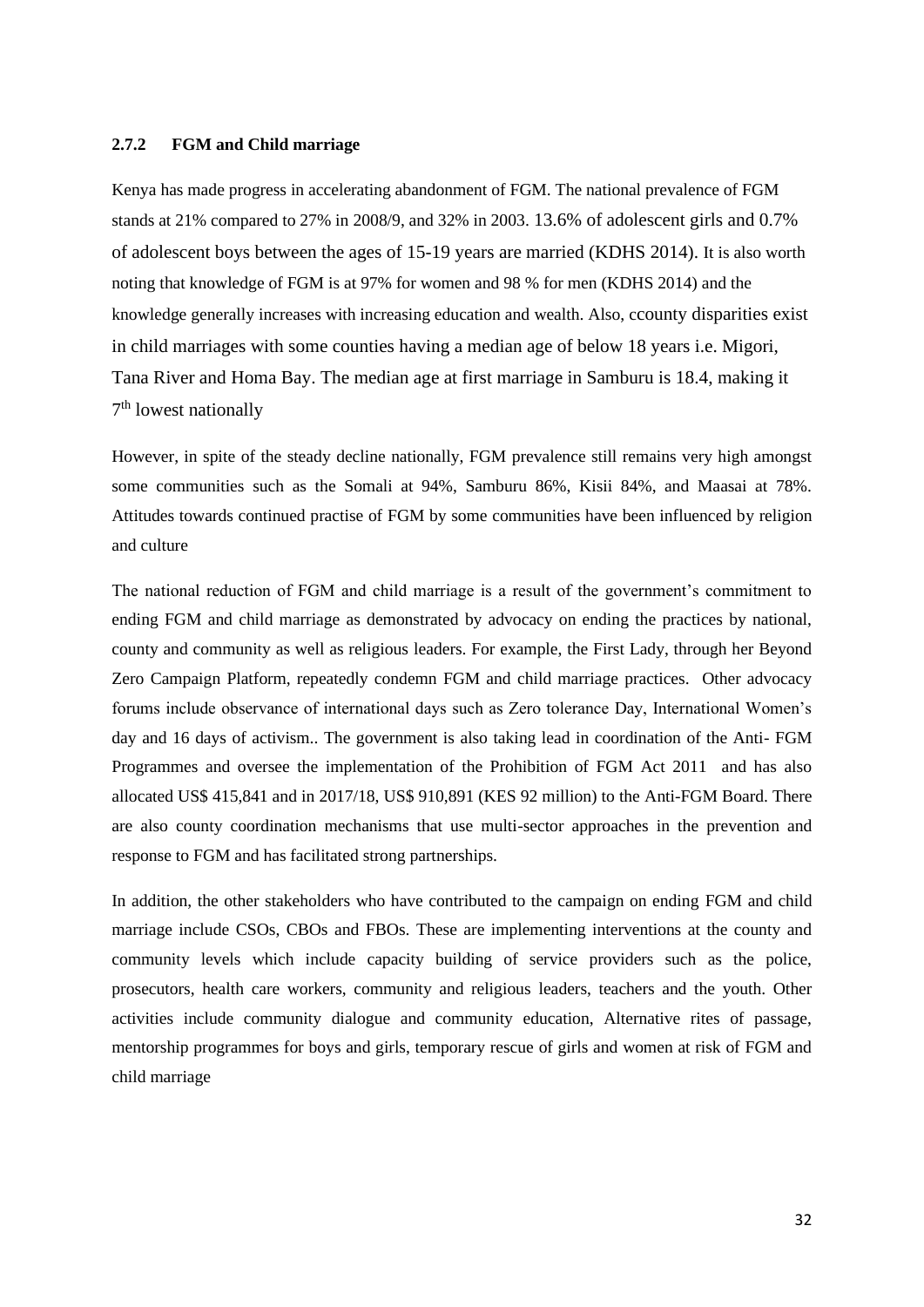### 2.7.2 FGM and Child marriage

Kenya has made progress in accelerating abandonment of FGM. The national prevalence of FGM stands at 21% compared to 27% in 2008/9, and 32% in 2003. 13.6% of adolescent girls and 0.7% of adolescent boys between the ages of 15-19 years are married (KDHS 2014). It is also worth noting that knowledge of FGM is at 97% for women and 98 % for men (KDHS 2014) and the knowledge generally increases with increasing education and wealth. Also, ccounty disparities exist in child marriages with some counties having a median age of below 18 years i.e. Migori, Tana River and Homa Bay. The median age at first marriage in Samburu is 18.4, making it 7th lowest nationally

However, in spite of the steady decline nationally, FGM prevalence still remains very high amongst some communities such as the Somali at 94%, Samburu 86%, Kisii 84%, and Maasai at 78%. Attitudes towards continued practise of FGM by some communities have been influenced by religion and culture

The national reduction of FGM and child marriage is a result of the government's commitment to ending FGM and child marriage as demonstrated by advocacy on ending the practices by national, county and community as well as religious leaders. For example, the First Lady, through her Beyond Zero Campaign Platform, repeatedly condemn FGM and child marriage practices. Other advocacy forums include observance of international days such as Zero tolerance Day, International Women's day and 16 days of activism.. The government is also taking lead in coordination of the Anti- FGM Programmes and oversee the implementation of the Prohibition of FGM Act 2011 and has also allocated US$ 415,841 and in 2017/18, US$ 910,891 (KES 92 million) to the Anti-FGM Board. There are also county coordination mechanisms that use multi-sector approaches in the prevention and response to FGM and has facilitated strong partnerships.

In addition, the other stakeholders who have contributed to the campaign on ending FGM and child marriage include CSOs, CBOs and FBOs. These are implementing interventions at the county and community levels which include capacity building of service providers such as the police, prosecutors, health care workers, community and religious leaders, teachers and the youth. Other activities include community dialogue and community education, Alternative rites of passage, mentorship programmes for boys and girls, temporary rescue of girls and women at risk of FGM and child marriage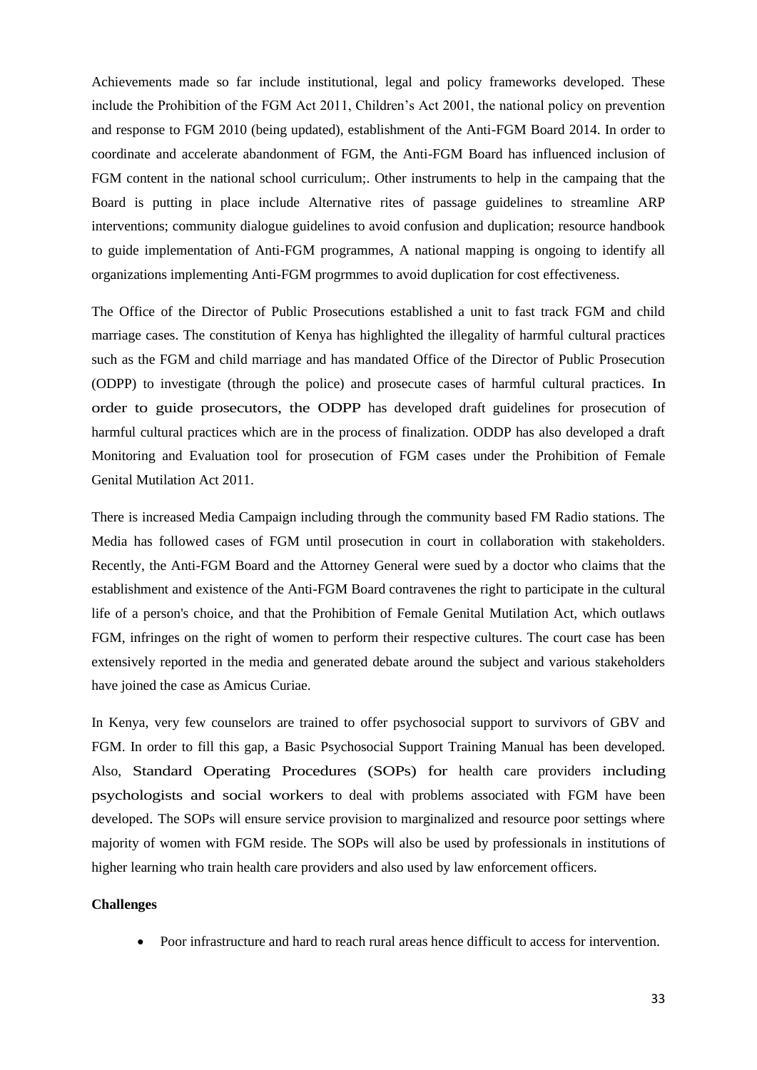Achievements made so far include institutional, legal and policy frameworks developed. These include the Prohibition of the FGM Act 2011, Children's Act 2001, the national policy on prevention and response to FGM 2010 (being updated), establishment of the Anti-FGM Board 2014. In order to coordinate and accelerate abandonment of FGM, the Anti-FGM Board has influenced inclusion of FGM content in the national school curriculum;. Other instruments to help in the campaing that the Board is putting in place include Alternative rites of passage guidelines to streamline ARP interventions; community dialogue guidelines to avoid confusion and duplication; resource handbook to guide implementation of Anti-FGM programmes, A national mapping is ongoing to identify all organizations implementing Anti-FGM progrmmes to avoid duplication for cost effectiveness.

The Office of the Director of Public Prosecutions established a unit to fast track FGM and child marriage cases. The constitution of Kenya has highlighted the illegality of harmful cultural practices such as the FGM and child marriage and has mandated Office of the Director of Public Prosecution (ODPP) to investigate (through the police) and prosecute cases of harmful cultural practices. In order to guide prosecutors, the ODPP has developed draft guidelines for prosecution of harmful cultural practices which are in the process of finalization. ODDP has also developed a draft Monitoring and Evaluation tool for prosecution of FGM cases under the Prohibition of Female Genital Mutilation Act 2011.

There is increased Media Campaign including through the community based FM Radio stations. The Media has followed cases of FGM until prosecution in court in collaboration with stakeholders. Recently, the Anti-FGM Board and the Attorney General were sued by a doctor who claims that the establishment and existence of the Anti-FGM Board contravenes the right to participate in the cultural life of a person's choice, and that the Prohibition of Female Genital Mutilation Act, which outlaws FGM, infringes on the right of women to perform their respective cultures. The court case has been extensively reported in the media and generated debate around the subject and various stakeholders have joined the case as Amicus Curiae.

In Kenya, very few counselors are trained to offer psychosocial support to survivors of GBV and FGM. In order to fill this gap, a Basic Psychosocial Support Training Manual has been developed. Also, Standard Operating Procedures (SOPs) for health care providers including psychologists and social workers to deal with problems associated with FGM have been developed. The SOPs will ensure service provision to marginalized and resource poor settings where majority of women with FGM reside. The SOPs will also be used by professionals in institutions of higher learning who train health care providers and also used by law enforcement officers.

**Challenges**

- Poor infrastructure and hard to reach rural areas hence difficult to access for intervention.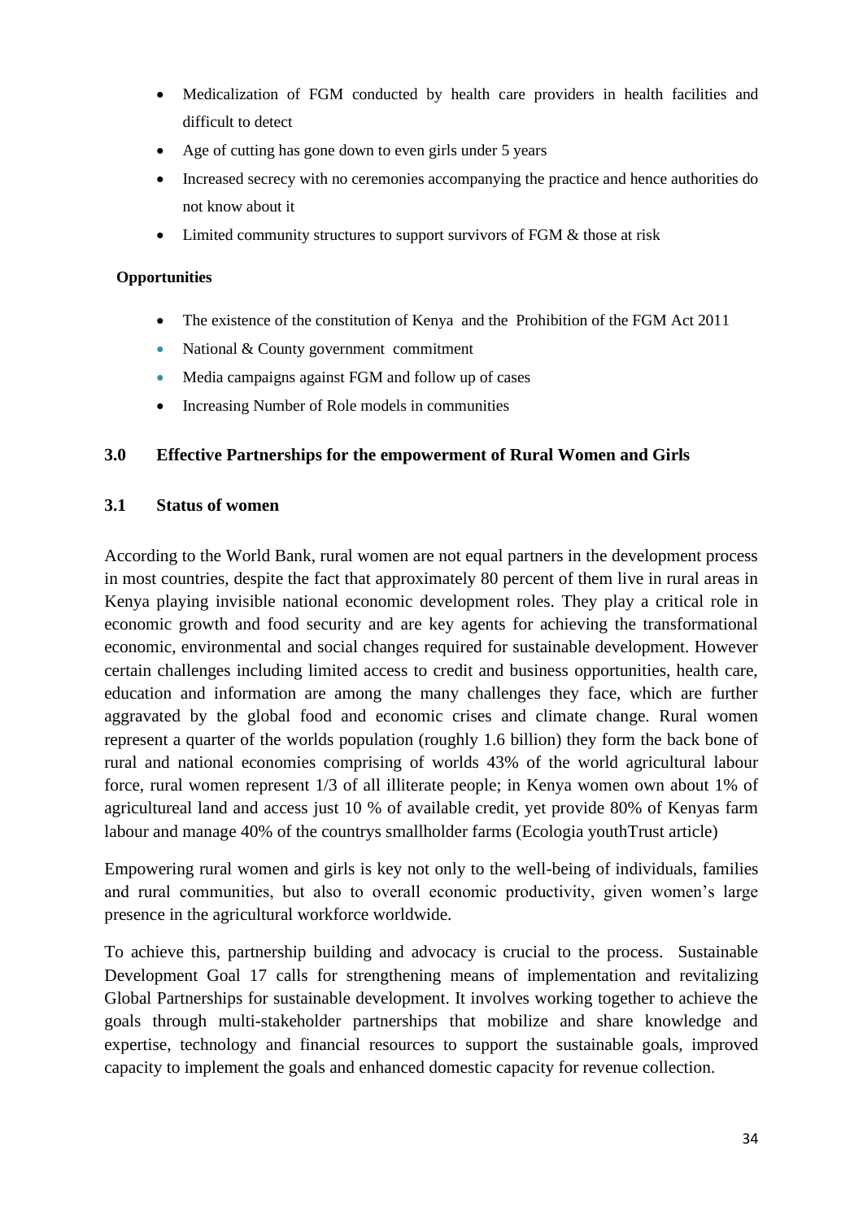- Medicalization of FGM conducted by health care providers in health facilities and difficult to detect
- Age of cutting has gone down to even girls under 5 years
- Increased secrecy with no ceremonies accompanying the practice and hence authorities do not know about it
- Limited community structures to support survivors of FGM & those at risk

**Opportunities**

- The existence of the constitution of Kenya and the Prohibition of the FGM Act 2011
- National & County government commitment
- Media campaigns against FGM and follow up of cases
- Increasing Number of Role models in communities

## 3.0 Effective Partnerships for the empowerment of Rural Women and Girls

### 3.1 Status of women

According to the World Bank, rural women are not equal partners in the development process in most countries, despite the fact that approximately 80 percent of them live in rural areas in Kenya playing invisible national economic development roles. They play a critical role in economic growth and food security and are key agents for achieving the transformational economic, environmental and social changes required for sustainable development. However certain challenges including limited access to credit and business opportunities, health care, education and information are among the many challenges they face, which are further aggravated by the global food and economic crises and climate change. Rural women represent a quarter of the worlds population (roughly 1.6 billion) they form the back bone of rural and national economies comprising of worlds 43% of the world agricultural labour force, rural women represent 1/3 of all illiterate people; in Kenya women own about 1% of agricultureal land and access just 10 % of available credit, yet provide 80% of Kenyas farm labour and manage 40% of the countrys smallholder farms (Ecologia youthTrust article)

Empowering rural women and girls is key not only to the well-being of individuals, families and rural communities, but also to overall economic productivity, given women's large presence in the agricultural workforce worldwide.

To achieve this, partnership building and advocacy is crucial to the process. Sustainable Development Goal 17 calls for strengthening means of implementation and revitalizing Global Partnerships for sustainable development. It involves working together to achieve the goals through multi-stakeholder partnerships that mobilize and share knowledge and expertise, technology and financial resources to support the sustainable goals, improved capacity to implement the goals and enhanced domestic capacity for revenue collection.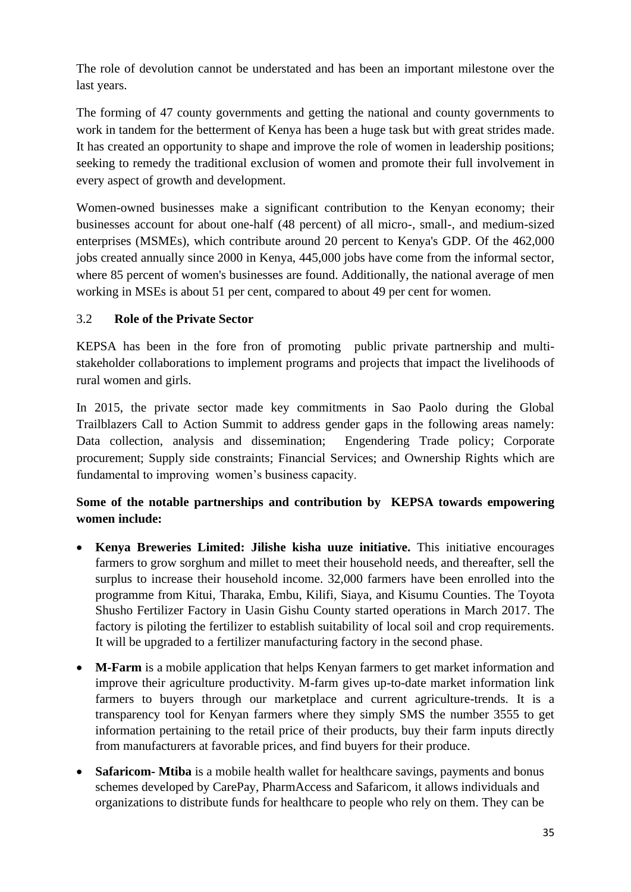The role of devolution cannot be understated and has been an important milestone over the last years.

The forming of 47 county governments and getting the national and county governments to work in tandem for the betterment of Kenya has been a huge task but with great strides made. It has created an opportunity to shape and improve the role of women in leadership positions; seeking to remedy the traditional exclusion of women and promote their full involvement in every aspect of growth and development.

Women-owned businesses make a significant contribution to the Kenyan economy; their businesses account for about one-half (48 percent) of all micro-, small-, and medium-sized enterprises (MSMEs), which contribute around 20 percent to Kenya's GDP. Of the 462,000 jobs created annually since 2000 in Kenya, 445,000 jobs have come from the informal sector, where 85 percent of women's businesses are found. Additionally, the national average of men working in MSEs is about 51 per cent, compared to about 49 per cent for women.

## 3.2 **Role of the Private Sector**

KEPSA has been in the fore fron of promoting public private partnership and multi-stakeholder collaborations to implement programs and projects that impact the livelihoods of rural women and girls.

In 2015, the private sector made key commitments in Sao Paolo during the Global Trailblazers Call to Action Summit to address gender gaps in the following areas namely: Data collection, analysis and dissemination; Engendering Trade policy; Corporate procurement; Supply side constraints; Financial Services; and Ownership Rights which are fundamental to improving women's business capacity.

**Some of the notable partnerships and contribution by KEPSA towards empowering women include:**

- **Kenya Breweries Limited: Jilishe kisha uuze initiative.** This initiative encourages farmers to grow sorghum and millet to meet their household needs, and thereafter, sell the surplus to increase their household income. 32,000 farmers have been enrolled into the programme from Kitui, Tharaka, Embu, Kilifi, Siaya, and Kisumu Counties. The Toyota Shusho Fertilizer Factory in Uasin Gishu County started operations in March 2017. The factory is piloting the fertilizer to establish suitability of local soil and crop requirements. It will be upgraded to a fertilizer manufacturing factory in the second phase.
- **M-Farm** is a mobile application that helps Kenyan farmers to get market information and improve their agriculture productivity. M-farm gives up-to-date market information link farmers to buyers through our marketplace and current agriculture-trends. It is a transparency tool for Kenyan farmers where they simply SMS the number 3555 to get information pertaining to the retail price of their products, buy their farm inputs directly from manufacturers at favorable prices, and find buyers for their produce.
- **Safaricom- Mtiba** is a mobile health wallet for healthcare savings, payments and bonus schemes developed by CarePay, PharmAccess and Safaricom, it allows individuals and organizations to distribute funds for healthcare to people who rely on them. They can be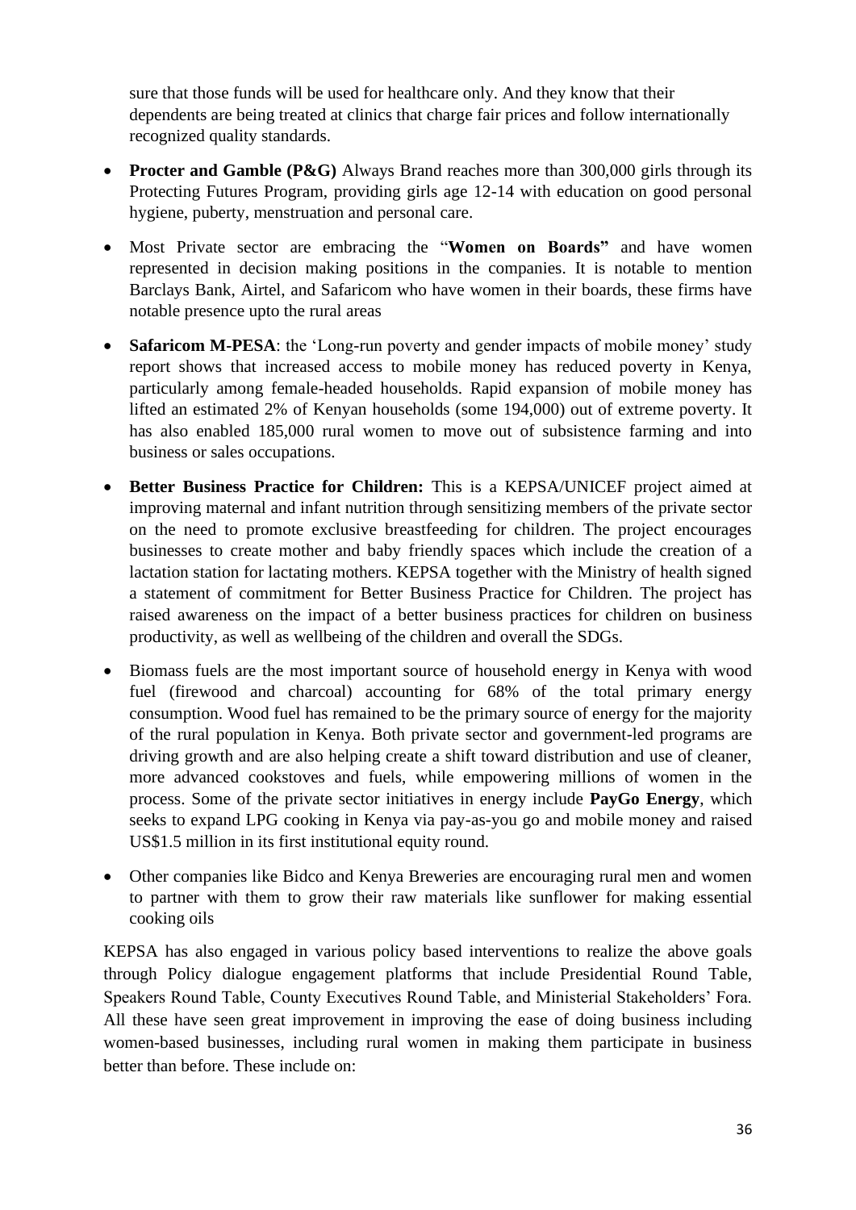sure that those funds will be used for healthcare only. And they know that their dependents are being treated at clinics that charge fair prices and follow internationally recognized quality standards.

- **Procter and Gamble (P&G)** Always Brand reaches more than 300,000 girls through its Protecting Futures Program, providing girls age 12-14 with education on good personal hygiene, puberty, menstruation and personal care.
- Most Private sector are embracing the "**Women on Boards"** and have women represented in decision making positions in the companies. It is notable to mention Barclays Bank, Airtel, and Safaricom who have women in their boards, these firms have notable presence upto the rural areas
- **Safaricom M-PESA**: the 'Long-run poverty and gender impacts of mobile money' study report shows that increased access to mobile money has reduced poverty in Kenya, particularly among female-headed households. Rapid expansion of mobile money has lifted an estimated 2% of Kenyan households (some 194,000) out of extreme poverty. It has also enabled 185,000 rural women to move out of subsistence farming and into business or sales occupations.
- **Better Business Practice for Children:** This is a KEPSA/UNICEF project aimed at improving maternal and infant nutrition through sensitizing members of the private sector on the need to promote exclusive breastfeeding for children. The project encourages businesses to create mother and baby friendly spaces which include the creation of a lactation station for lactating mothers. KEPSA together with the Ministry of health signed a statement of commitment for Better Business Practice for Children. The project has raised awareness on the impact of a better business practices for children on business productivity, as well as wellbeing of the children and overall the SDGs.
- Biomass fuels are the most important source of household energy in Kenya with wood fuel (firewood and charcoal) accounting for 68% of the total primary energy consumption. Wood fuel has remained to be the primary source of energy for the majority of the rural population in Kenya. Both private sector and government-led programs are driving growth and are also helping create a shift toward distribution and use of cleaner, more advanced cookstoves and fuels, while empowering millions of women in the process. Some of the private sector initiatives in energy include **PayGo Energy**, which seeks to expand LPG cooking in Kenya via pay-as-you go and mobile money and raised US$1.5 million in its first institutional equity round.
- Other companies like Bidco and Kenya Breweries are encouraging rural men and women to partner with them to grow their raw materials like sunflower for making essential cooking oils

KEPSA has also engaged in various policy based interventions to realize the above goals through Policy dialogue engagement platforms that include Presidential Round Table, Speakers Round Table, County Executives Round Table, and Ministerial Stakeholders' Fora. All these have seen great improvement in improving the ease of doing business including women-based businesses, including rural women in making them participate in business better than before. These include on: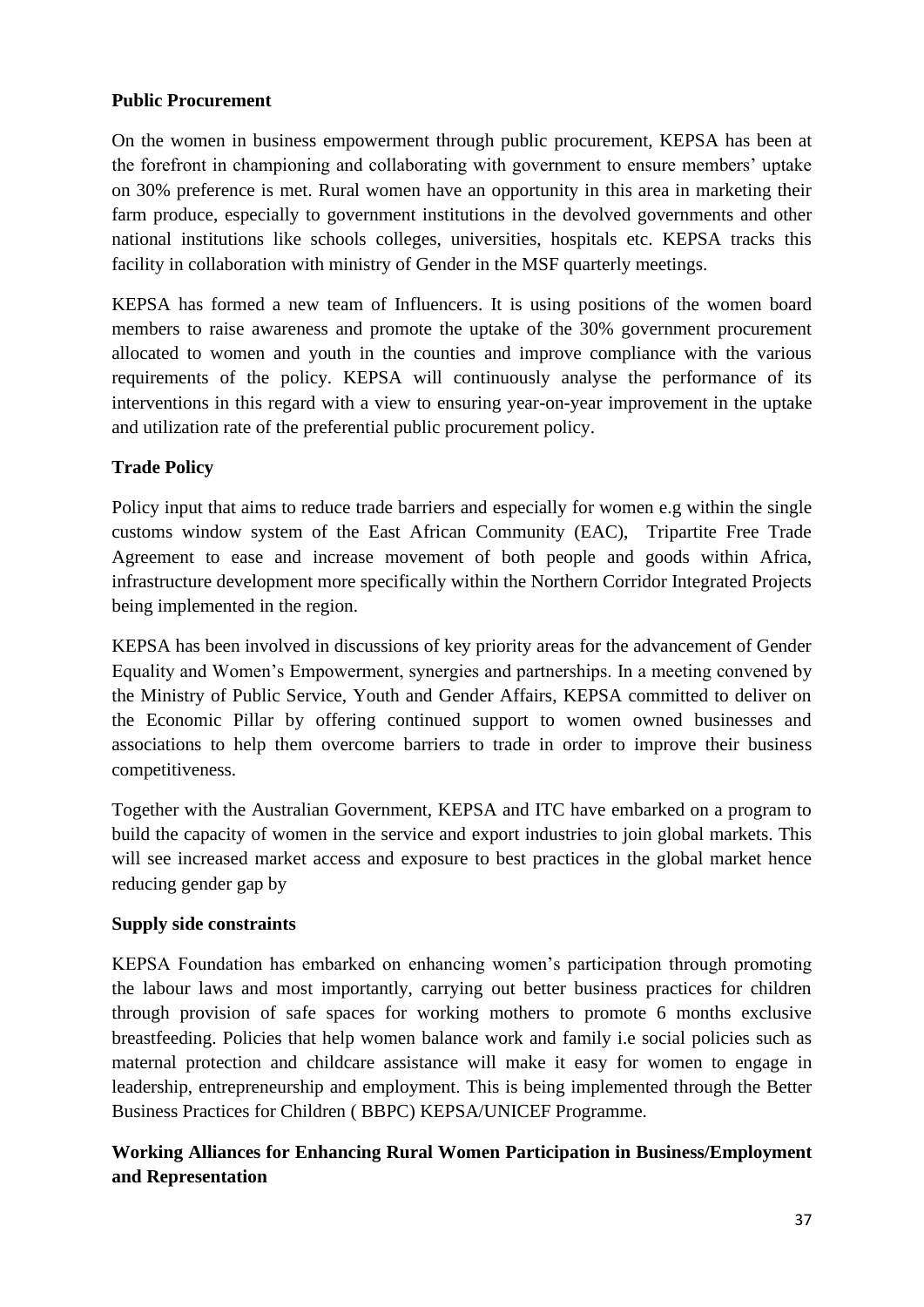**Public Procurement**

On the women in business empowerment through public procurement, KEPSA has been at the forefront in championing and collaborating with government to ensure members' uptake on 30% preference is met. Rural women have an opportunity in this area in marketing their farm produce, especially to government institutions in the devolved governments and other national institutions like schools colleges, universities, hospitals etc. KEPSA tracks this facility in collaboration with ministry of Gender in the MSF quarterly meetings.

KEPSA has formed a new team of Influencers. It is using positions of the women board members to raise awareness and promote the uptake of the 30% government procurement allocated to women and youth in the counties and improve compliance with the various requirements of the policy. KEPSA will continuously analyse the performance of its interventions in this regard with a view to ensuring year-on-year improvement in the uptake and utilization rate of the preferential public procurement policy.

**Trade Policy**

Policy input that aims to reduce trade barriers and especially for women e.g within the single customs window system of the East African Community (EAC), Tripartite Free Trade Agreement to ease and increase movement of both people and goods within Africa, infrastructure development more specifically within the Northern Corridor Integrated Projects being implemented in the region.

KEPSA has been involved in discussions of key priority areas for the advancement of Gender Equality and Women's Empowerment, synergies and partnerships. In a meeting convened by the Ministry of Public Service, Youth and Gender Affairs, KEPSA committed to deliver on the Economic Pillar by offering continued support to women owned businesses and associations to help them overcome barriers to trade in order to improve their business competitiveness.

Together with the Australian Government, KEPSA and ITC have embarked on a program to build the capacity of women in the service and export industries to join global markets. This will see increased market access and exposure to best practices in the global market hence reducing gender gap by

**Supply side constraints**

KEPSA Foundation has embarked on enhancing women's participation through promoting the labour laws and most importantly, carrying out better business practices for children through provision of safe spaces for working mothers to promote 6 months exclusive breastfeeding. Policies that help women balance work and family i.e social policies such as maternal protection and childcare assistance will make it easy for women to engage in leadership, entrepreneurship and employment. This is being implemented through the Better Business Practices for Children ( BBPC) KEPSA/UNICEF Programme.

**Working Alliances for Enhancing Rural Women Participation in Business/Employment and Representation**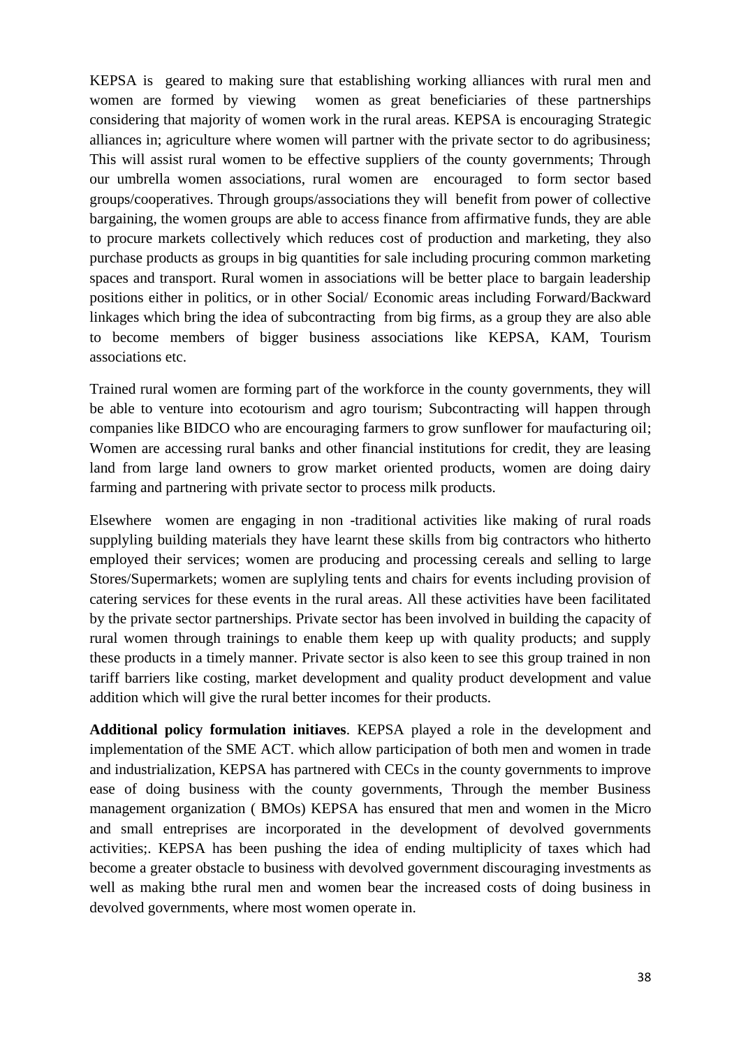KEPSA is geared to making sure that establishing working alliances with rural men and women are formed by viewing women as great beneficiaries of these partnerships considering that majority of women work in the rural areas. KEPSA is encouraging Strategic alliances in; agriculture where women will partner with the private sector to do agribusiness; This will assist rural women to be effective suppliers of the county governments; Through our umbrella women associations, rural women are encouraged to form sector based groups/cooperatives. Through groups/associations they will benefit from power of collective bargaining, the women groups are able to access finance from affirmative funds, they are able to procure markets collectively which reduces cost of production and marketing, they also purchase products as groups in big quantities for sale including procuring common marketing spaces and transport. Rural women in associations will be better place to bargain leadership positions either in politics, or in other Social/ Economic areas including Forward/Backward linkages which bring the idea of subcontracting from big firms, as a group they are also able to become members of bigger business associations like KEPSA, KAM, Tourism associations etc.

Trained rural women are forming part of the workforce in the county governments, they will be able to venture into ecotourism and agro tourism; Subcontracting will happen through companies like BIDCO who are encouraging farmers to grow sunflower for maufacturing oil; Women are accessing rural banks and other financial institutions for credit, they are leasing land from large land owners to grow market oriented products, women are doing dairy farming and partnering with private sector to process milk products.

Elsewhere women are engaging in non -traditional activities like making of rural roads supplyling building materials they have learnt these skills from big contractors who hitherto employed their services; women are producing and processing cereals and selling to large Stores/Supermarkets; women are suplyling tents and chairs for events including provision of catering services for these events in the rural areas. All these activities have been facilitated by the private sector partnerships. Private sector has been involved in building the capacity of rural women through trainings to enable them keep up with quality products; and supply these products in a timely manner. Private sector is also keen to see this group trained in non tariff barriers like costing, market development and quality product development and value addition which will give the rural better incomes for their products.

**Additional policy formulation initiaves**. KEPSA played a role in the development and implementation of the SME ACT. which allow participation of both men and women in trade and industrialization, KEPSA has partnered with CECs in the county governments to improve ease of doing business with the county governments, Through the member Business management organization ( BMOs) KEPSA has ensured that men and women in the Micro and small entreprises are incorporated in the development of devolved governments activities;. KEPSA has been pushing the idea of ending multiplicity of taxes which had become a greater obstacle to business with devolved government discouraging investments as well as making bthe rural men and women bear the increased costs of doing business in devolved governments, where most women operate in.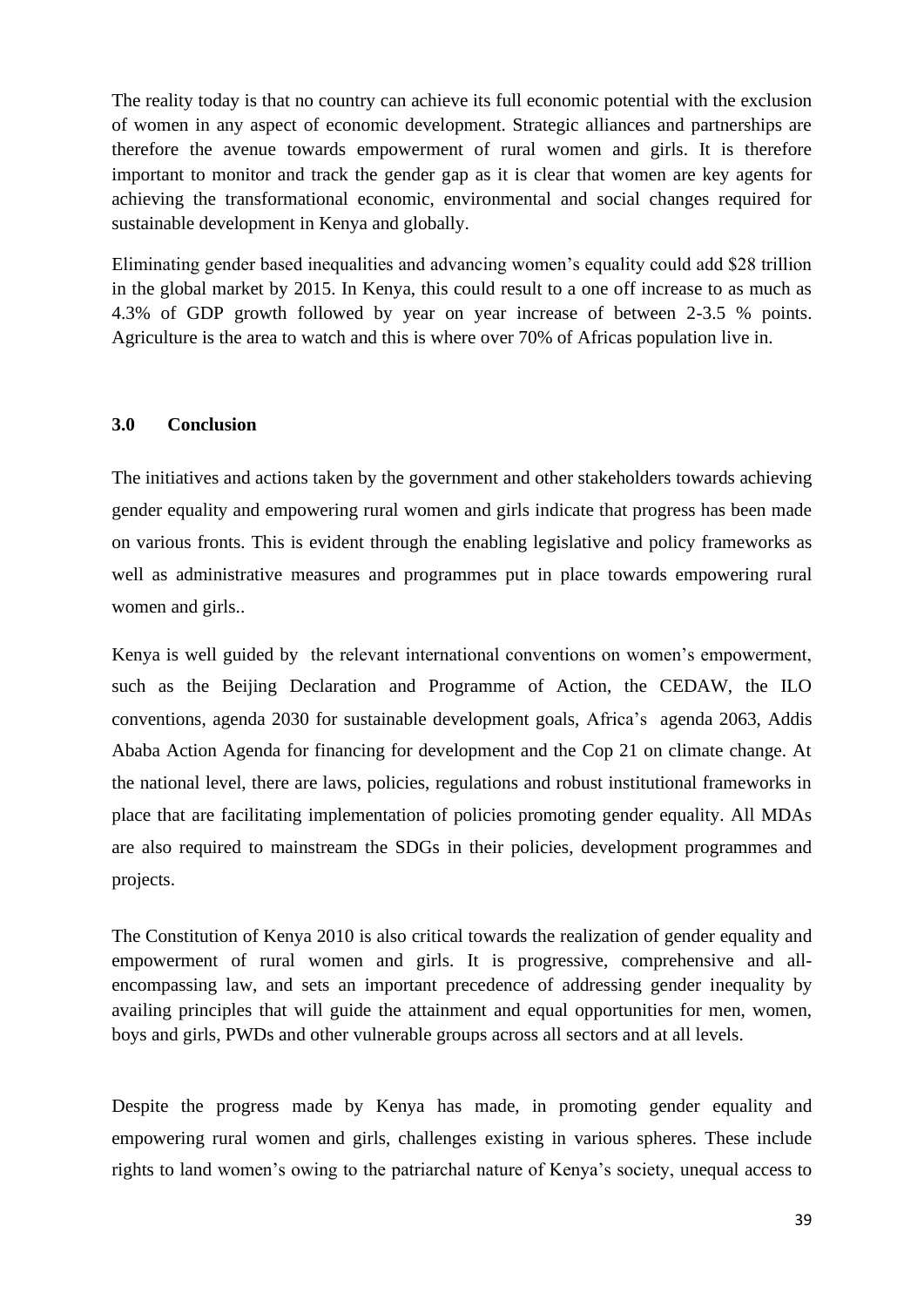The reality today is that no country can achieve its full economic potential with the exclusion of women in any aspect of economic development. Strategic alliances and partnerships are therefore the avenue towards empowerment of rural women and girls. It is therefore important to monitor and track the gender gap as it is clear that women are key agents for achieving the transformational economic, environmental and social changes required for sustainable development in Kenya and globally.

Eliminating gender based inequalities and advancing women's equality could add $28 trillion in the global market by 2015. In Kenya, this could result to a one off increase to as much as 4.3% of GDP growth followed by year on year increase of between 2-3.5 % points. Agriculture is the area to watch and this is where over 70% of Africas population live in.

### 3.0 Conclusion

The initiatives and actions taken by the government and other stakeholders towards achieving gender equality and empowering rural women and girls indicate that progress has been made on various fronts. This is evident through the enabling legislative and policy frameworks as well as administrative measures and programmes put in place towards empowering rural women and girls..

Kenya is well guided by the relevant international conventions on women's empowerment, such as the Beijing Declaration and Programme of Action, the CEDAW, the ILO conventions, agenda 2030 for sustainable development goals, Africa's agenda 2063, Addis Ababa Action Agenda for financing for development and the Cop 21 on climate change. At the national level, there are laws, policies, regulations and robust institutional frameworks in place that are facilitating implementation of policies promoting gender equality. All MDAs are also required to mainstream the SDGs in their policies, development programmes and projects.

The Constitution of Kenya 2010 is also critical towards the realization of gender equality and empowerment of rural women and girls. It is progressive, comprehensive and all-encompassing law, and sets an important precedence of addressing gender inequality by availing principles that will guide the attainment and equal opportunities for men, women, boys and girls, PWDs and other vulnerable groups across all sectors and at all levels.

Despite the progress made by Kenya has made, in promoting gender equality and empowering rural women and girls, challenges existing in various spheres. These include rights to land women's owing to the patriarchal nature of Kenya's society, unequal access to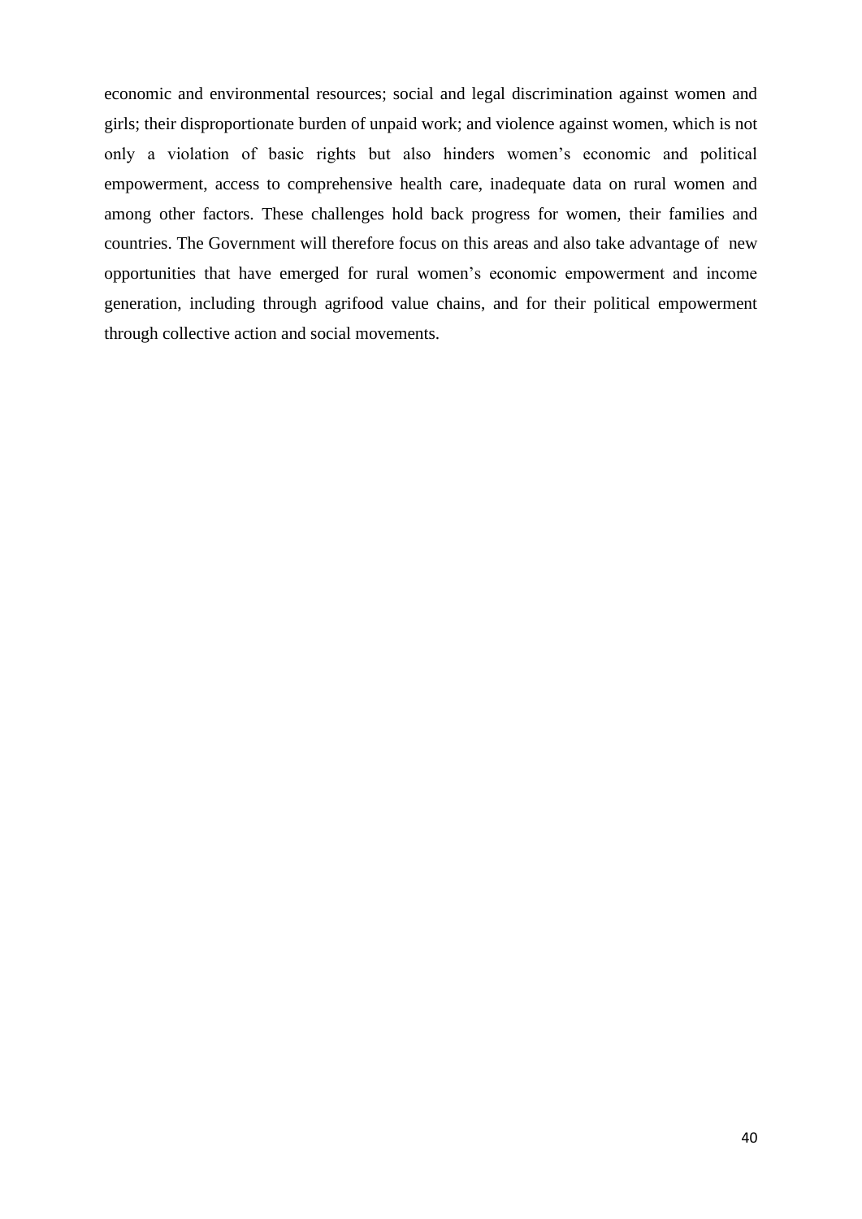economic and environmental resources; social and legal discrimination against women and girls; their disproportionate burden of unpaid work; and violence against women, which is not only a violation of basic rights but also hinders women's economic and political empowerment, access to comprehensive health care, inadequate data on rural women and among other factors. These challenges hold back progress for women, their families and countries. The Government will therefore focus on this areas and also take advantage of new opportunities that have emerged for rural women's economic empowerment and income generation, including through agrifood value chains, and for their political empowerment through collective action and social movements.